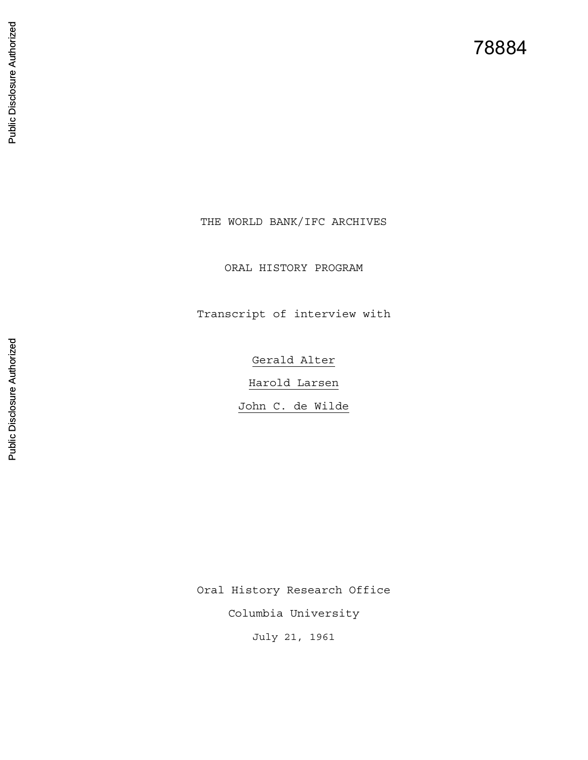78884

THE WORLD BANK/IFC ARCHIVES

ORAL HISTORY PROGRAM

Transcript of interview with

Gerald Alter

Harold Larsen

John C. de Wilde

Oral History Research Office

Columbia University

July 21, 1961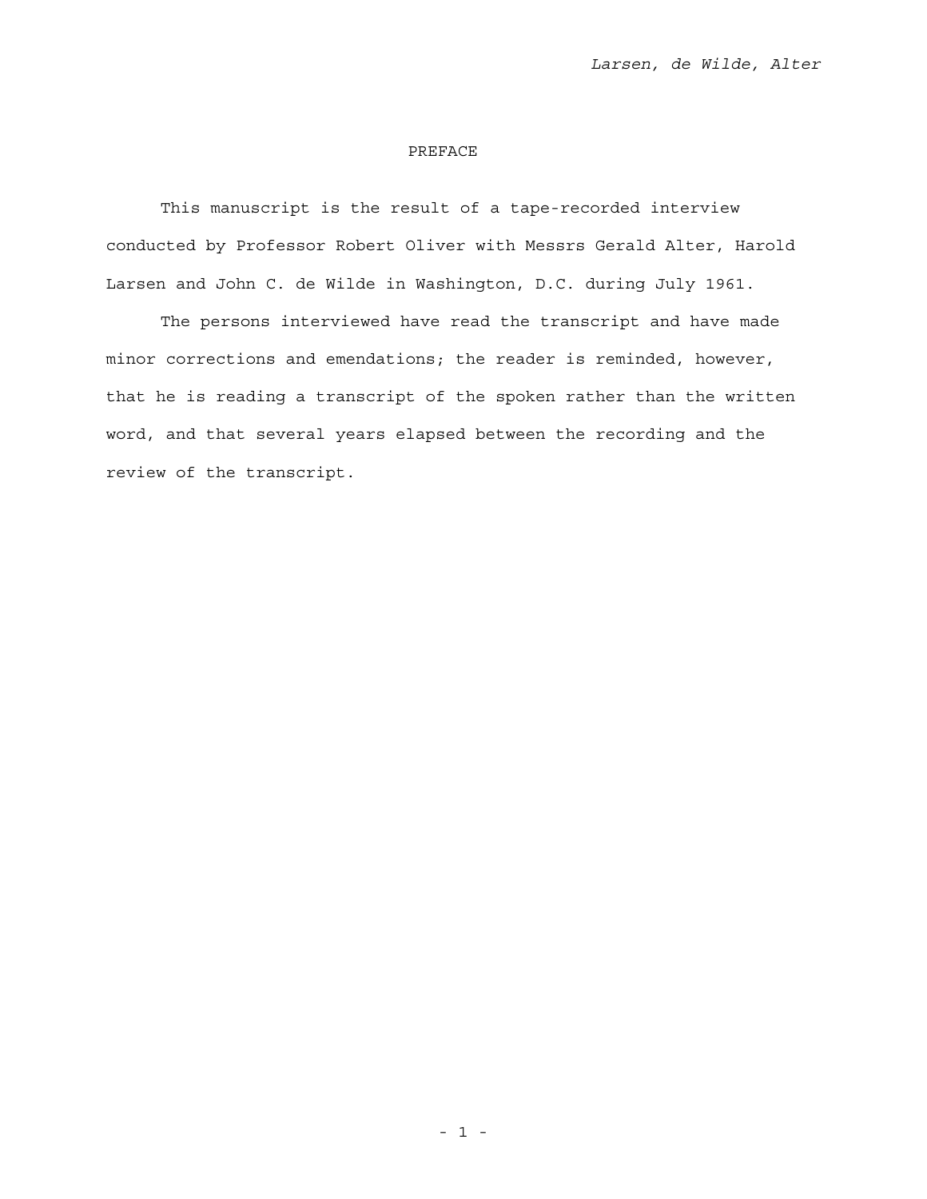# PREFACE

This manuscript is the result of a tape-recorded interview conducted by Professor Robert Oliver with Messrs Gerald Alter, Harold Larsen and John C. de Wilde in Washington, D.C. during July 1961.

The persons interviewed have read the transcript and have made minor corrections and emendations; the reader is reminded, however, that he is reading a transcript of the spoken rather than the written word, and that several years elapsed between the recording and the review of the transcript.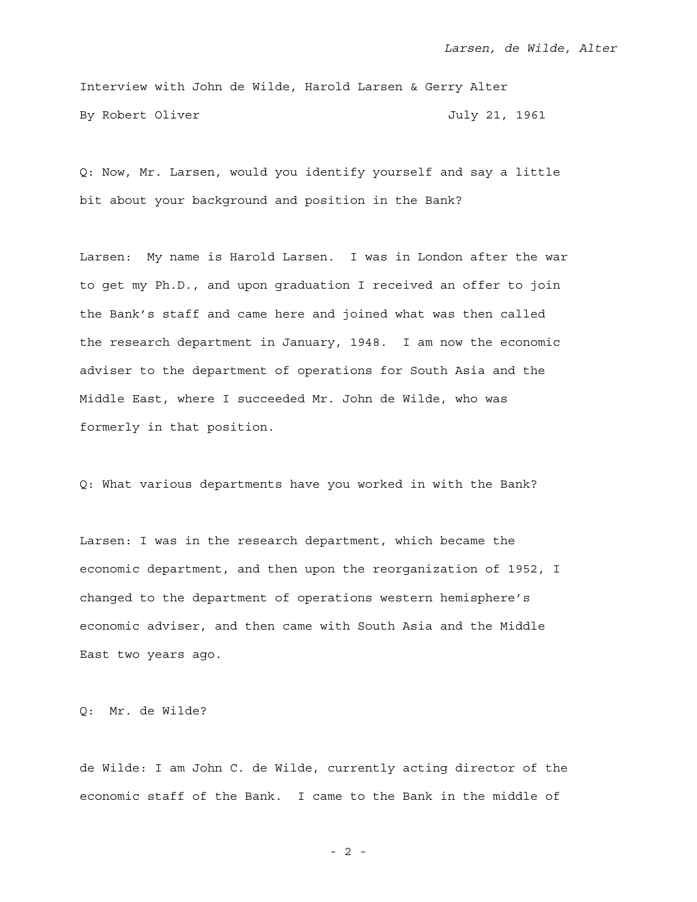Interview with John de Wilde, Harold Larsen & Gerry Alter

By Robert Oliver July 21, 1961

Q: Now, Mr. Larsen, would you identify yourself and say a little bit about your background and position in the Bank?

Larsen: My name is Harold Larsen. I was in London after the war to get my Ph.D., and upon graduation I received an offer to join the Bank's staff and came here and joined what was then called the research department in January, 1948. I am now the economic adviser to the department of operations for South Asia and the Middle East, where I succeeded Mr. John de Wilde, who was formerly in that position.

Q: What various departments have you worked in with the Bank?

Larsen: I was in the research department, which became the economic department, and then upon the reorganization of 1952, I changed to the department of operations western hemisphere's economic adviser, and then came with South Asia and the Middle East two years ago.

Q: Mr. de Wilde?

de Wilde: I am John C. de Wilde, currently acting director of the economic staff of the Bank. I came to the Bank in the middle of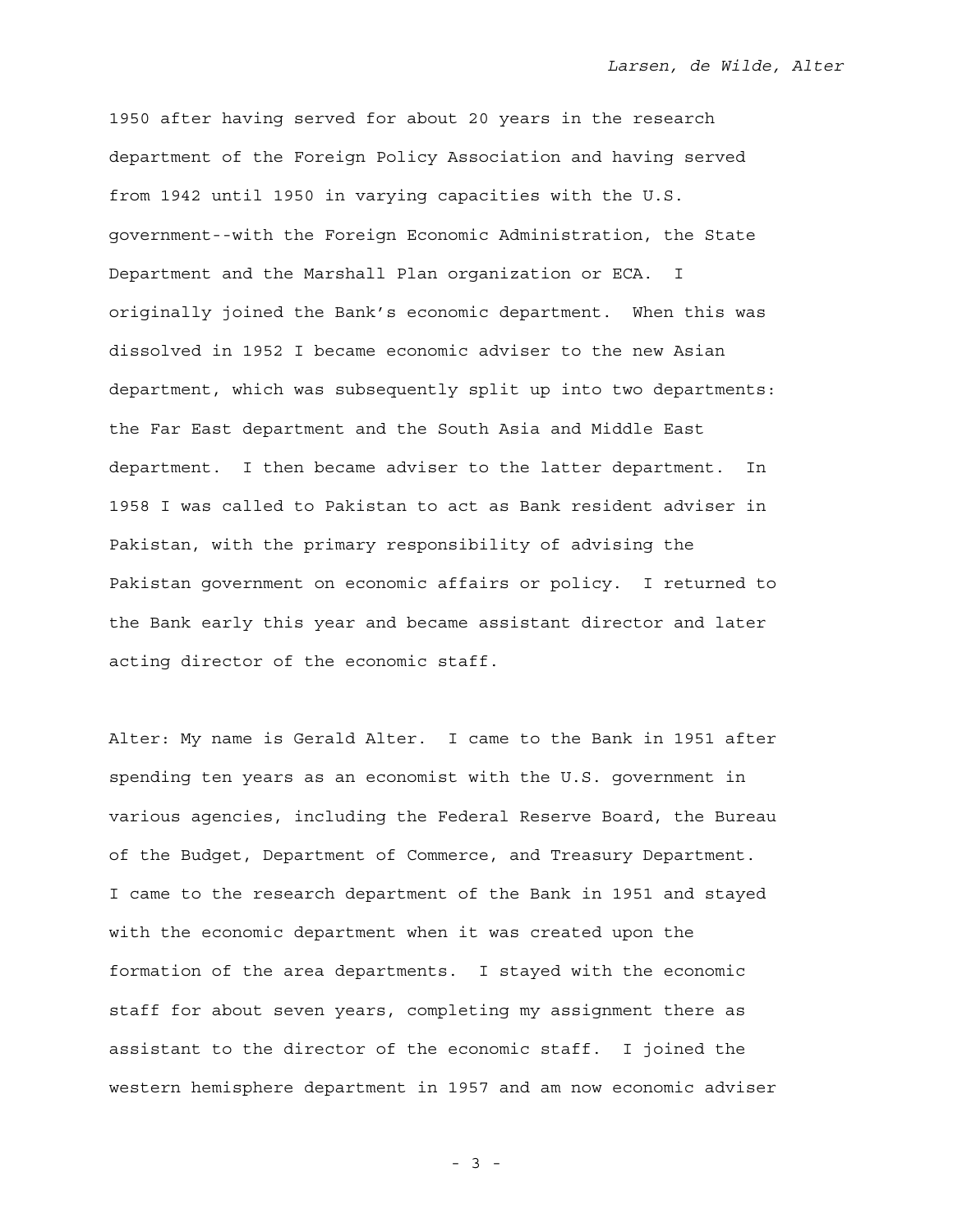1950 after having served for about 20 years in the research department of the Foreign Policy Association and having served from 1942 until 1950 in varying capacities with the U.S. government--with the Foreign Economic Administration, the State Department and the Marshall Plan organization or ECA. I originally joined the Bank's economic department. When this was dissolved in 1952 I became economic adviser to the new Asian department, which was subsequently split up into two departments: the Far East department and the South Asia and Middle East department. I then became adviser to the latter department. In 1958 I was called to Pakistan to act as Bank resident adviser in Pakistan, with the primary responsibility of advising the Pakistan government on economic affairs or policy. I returned to the Bank early this year and became assistant director and later acting director of the economic staff.

Alter: My name is Gerald Alter. I came to the Bank in 1951 after spending ten years as an economist with the U.S. government in various agencies, including the Federal Reserve Board, the Bureau of the Budget, Department of Commerce, and Treasury Department. I came to the research department of the Bank in 1951 and stayed with the economic department when it was created upon the formation of the area departments. I stayed with the economic staff for about seven years, completing my assignment there as assistant to the director of the economic staff. I joined the western hemisphere department in 1957 and am now economic adviser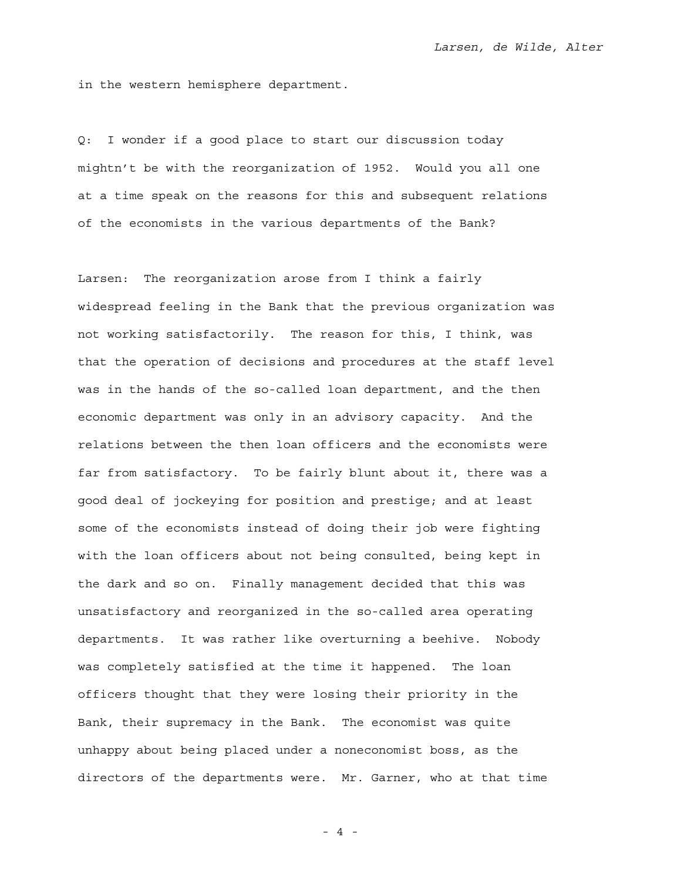in the western hemisphere department.

Q: I wonder if a good place to start our discussion today mightn't be with the reorganization of 1952. Would you all one at a time speak on the reasons for this and subsequent relations of the economists in the various departments of the Bank?

Larsen: The reorganization arose from I think a fairly widespread feeling in the Bank that the previous organization was not working satisfactorily. The reason for this, I think, was that the operation of decisions and procedures at the staff level was in the hands of the so-called loan department, and the then economic department was only in an advisory capacity. And the relations between the then loan officers and the economists were far from satisfactory. To be fairly blunt about it, there was a good deal of jockeying for position and prestige; and at least some of the economists instead of doing their job were fighting with the loan officers about not being consulted, being kept in the dark and so on. Finally management decided that this was unsatisfactory and reorganized in the so-called area operating departments. It was rather like overturning a beehive. Nobody was completely satisfied at the time it happened. The loan officers thought that they were losing their priority in the Bank, their supremacy in the Bank. The economist was quite unhappy about being placed under a noneconomist boss, as the directors of the departments were. Mr. Garner, who at that time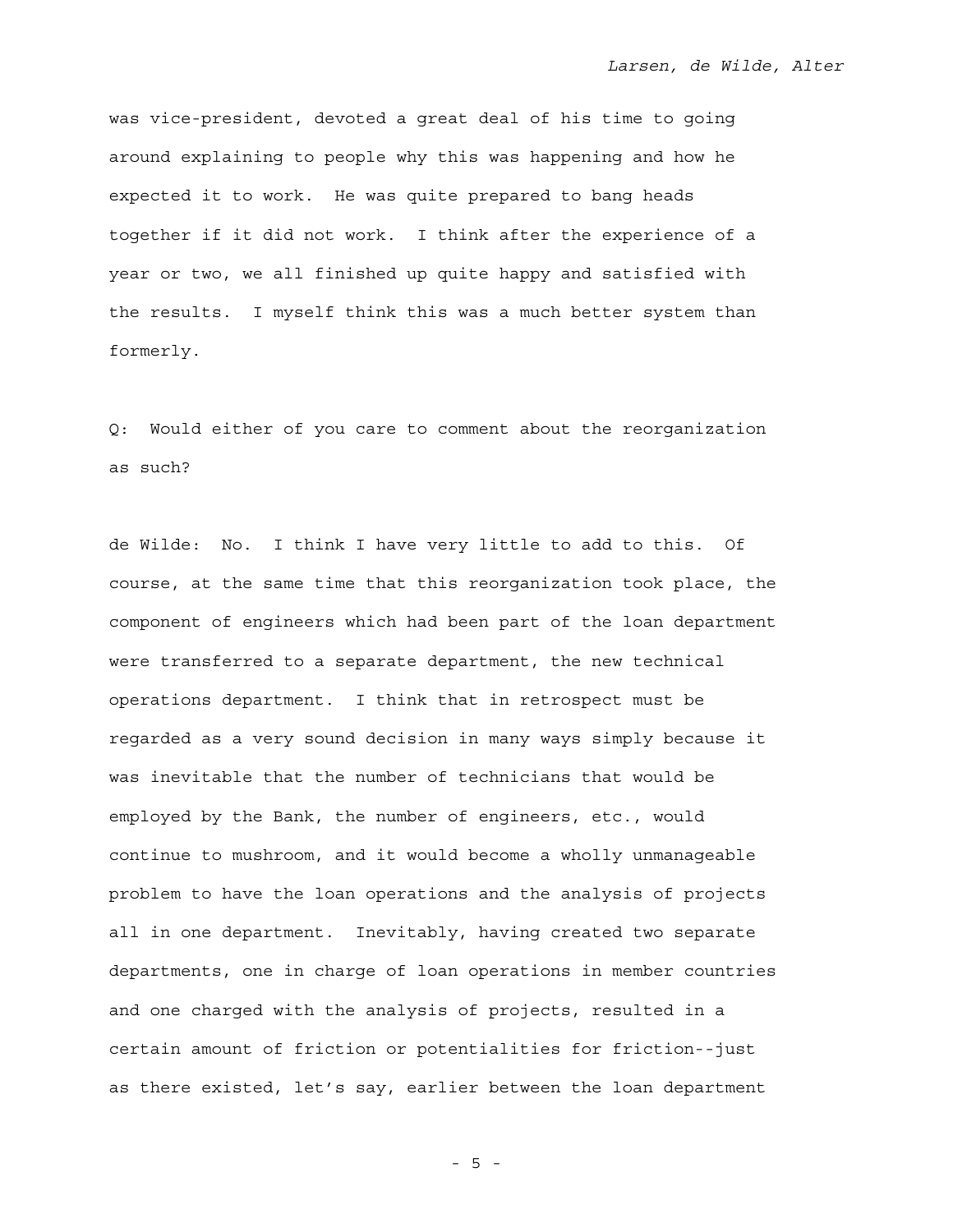was vice-president, devoted a great deal of his time to going around explaining to people why this was happening and how he expected it to work. He was quite prepared to bang heads together if it did not work. I think after the experience of a year or two, we all finished up quite happy and satisfied with the results. I myself think this was a much better system than formerly.

Q: Would either of you care to comment about the reorganization as such?

de Wilde: No. I think I have very little to add to this. Of course, at the same time that this reorganization took place, the component of engineers which had been part of the loan department were transferred to a separate department, the new technical operations department. I think that in retrospect must be regarded as a very sound decision in many ways simply because it was inevitable that the number of technicians that would be employed by the Bank, the number of engineers, etc., would continue to mushroom, and it would become a wholly unmanageable problem to have the loan operations and the analysis of projects all in one department. Inevitably, having created two separate departments, one in charge of loan operations in member countries and one charged with the analysis of projects, resulted in a certain amount of friction or potentialities for friction--just as there existed, let's say, earlier between the loan department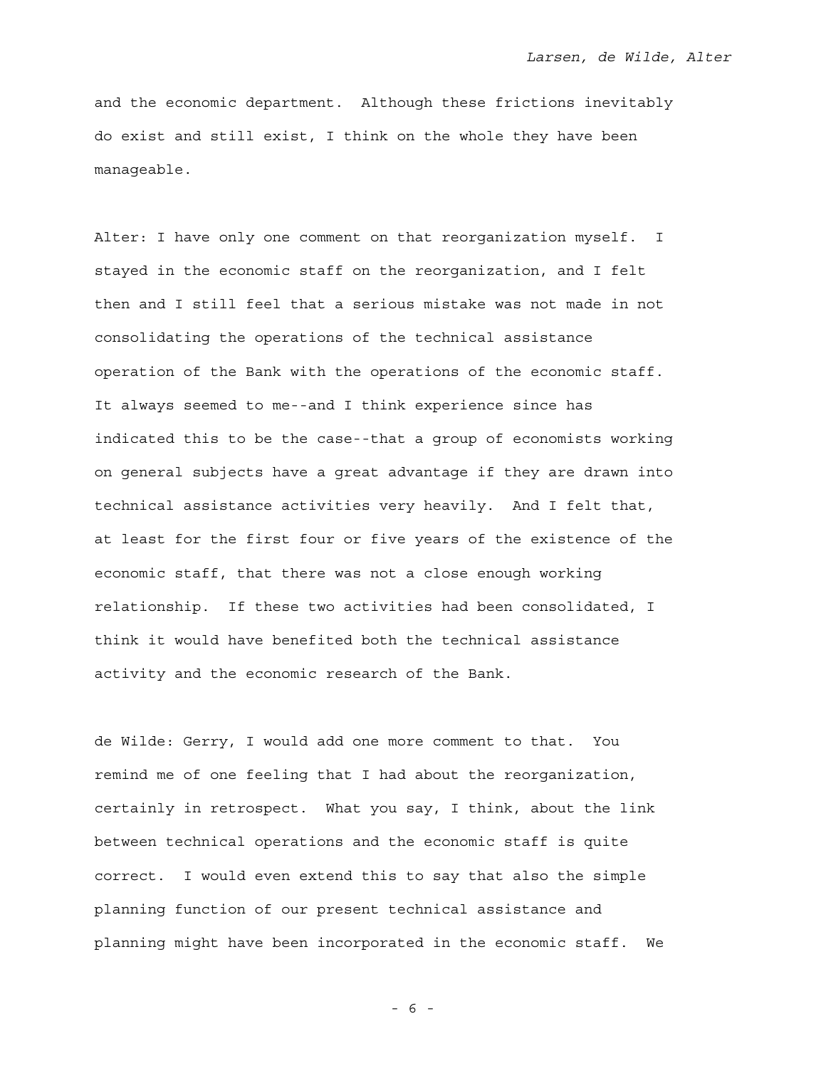and the economic department. Although these frictions inevitably do exist and still exist, I think on the whole they have been manageable.

Alter: I have only one comment on that reorganization myself. I stayed in the economic staff on the reorganization, and I felt then and I still feel that a serious mistake was not made in not consolidating the operations of the technical assistance operation of the Bank with the operations of the economic staff. It always seemed to me--and I think experience since has indicated this to be the case--that a group of economists working on general subjects have a great advantage if they are drawn into technical assistance activities very heavily. And I felt that, at least for the first four or five years of the existence of the economic staff, that there was not a close enough working relationship. If these two activities had been consolidated, I think it would have benefited both the technical assistance activity and the economic research of the Bank.

de Wilde: Gerry, I would add one more comment to that. You remind me of one feeling that I had about the reorganization, certainly in retrospect. What you say, I think, about the link between technical operations and the economic staff is quite correct. I would even extend this to say that also the simple planning function of our present technical assistance and planning might have been incorporated in the economic staff. We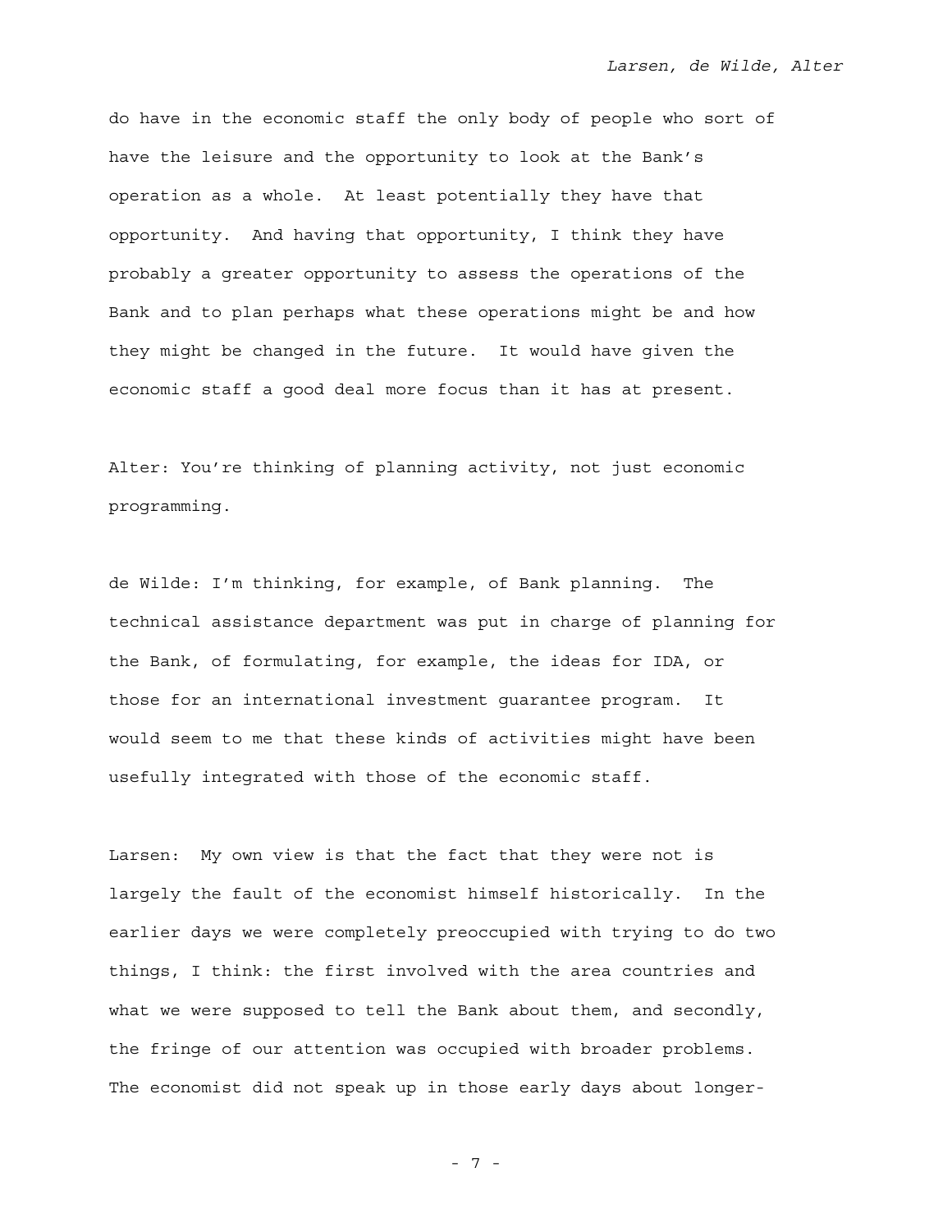do have in the economic staff the only body of people who sort of have the leisure and the opportunity to look at the Bank's operation as a whole. At least potentially they have that opportunity. And having that opportunity, I think they have probably a greater opportunity to assess the operations of the Bank and to plan perhaps what these operations might be and how they might be changed in the future. It would have given the economic staff a good deal more focus than it has at present.

Alter: You're thinking of planning activity, not just economic programming.

de Wilde: I'm thinking, for example, of Bank planning. The technical assistance department was put in charge of planning for the Bank, of formulating, for example, the ideas for IDA, or those for an international investment guarantee program. It would seem to me that these kinds of activities might have been usefully integrated with those of the economic staff.

Larsen: My own view is that the fact that they were not is largely the fault of the economist himself historically. In the earlier days we were completely preoccupied with trying to do two things, I think: the first involved with the area countries and what we were supposed to tell the Bank about them, and secondly, the fringe of our attention was occupied with broader problems. The economist did not speak up in those early days about longer-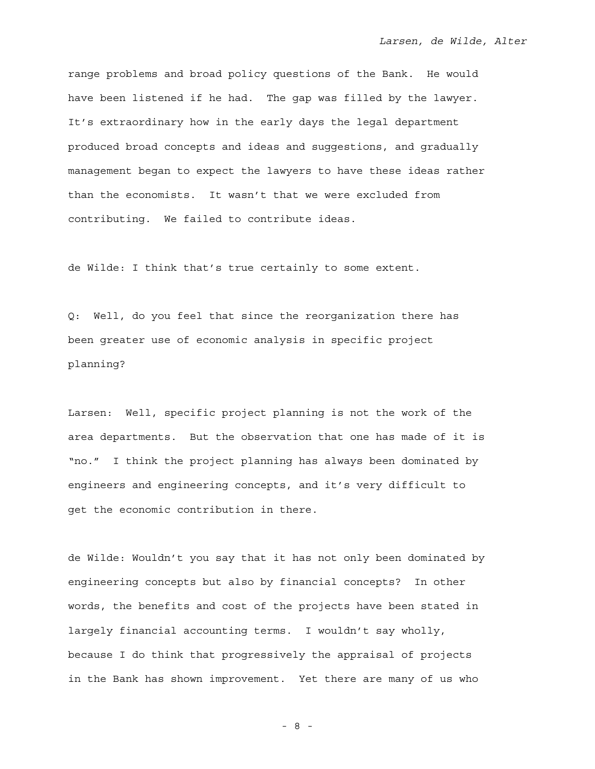range problems and broad policy questions of the Bank. He would have been listened if he had. The gap was filled by the lawyer. It's extraordinary how in the early days the legal department produced broad concepts and ideas and suggestions, and gradually management began to expect the lawyers to have these ideas rather than the economists. It wasn't that we were excluded from contributing. We failed to contribute ideas.

de Wilde: I think that's true certainly to some extent.

Q: Well, do you feel that since the reorganization there has been greater use of economic analysis in specific project planning?

Larsen: Well, specific project planning is not the work of the area departments. But the observation that one has made of it is "no." I think the project planning has always been dominated by engineers and engineering concepts, and it's very difficult to get the economic contribution in there.

de Wilde: Wouldn't you say that it has not only been dominated by engineering concepts but also by financial concepts? In other words, the benefits and cost of the projects have been stated in largely financial accounting terms. I wouldn't say wholly, because I do think that progressively the appraisal of projects in the Bank has shown improvement. Yet there are many of us who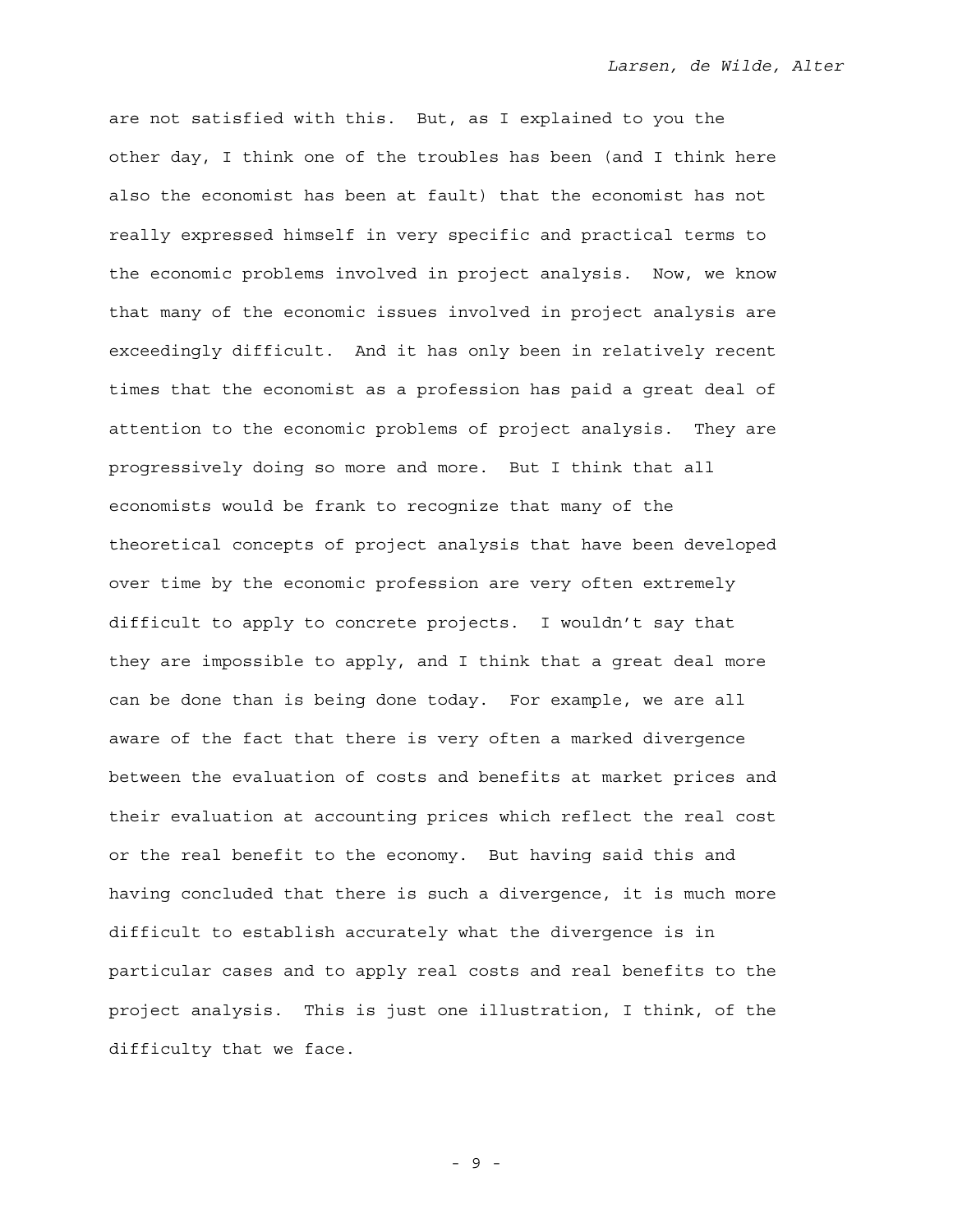are not satisfied with this. But, as I explained to you the other day, I think one of the troubles has been (and I think here also the economist has been at fault) that the economist has not really expressed himself in very specific and practical terms to the economic problems involved in project analysis. Now, we know that many of the economic issues involved in project analysis are exceedingly difficult. And it has only been in relatively recent times that the economist as a profession has paid a great deal of attention to the economic problems of project analysis. They are progressively doing so more and more. But I think that all economists would be frank to recognize that many of the theoretical concepts of project analysis that have been developed over time by the economic profession are very often extremely difficult to apply to concrete projects. I wouldn't say that they are impossible to apply, and I think that a great deal more can be done than is being done today. For example, we are all aware of the fact that there is very often a marked divergence between the evaluation of costs and benefits at market prices and their evaluation at accounting prices which reflect the real cost or the real benefit to the economy. But having said this and having concluded that there is such a divergence, it is much more difficult to establish accurately what the divergence is in particular cases and to apply real costs and real benefits to the project analysis. This is just one illustration, I think, of the difficulty that we face.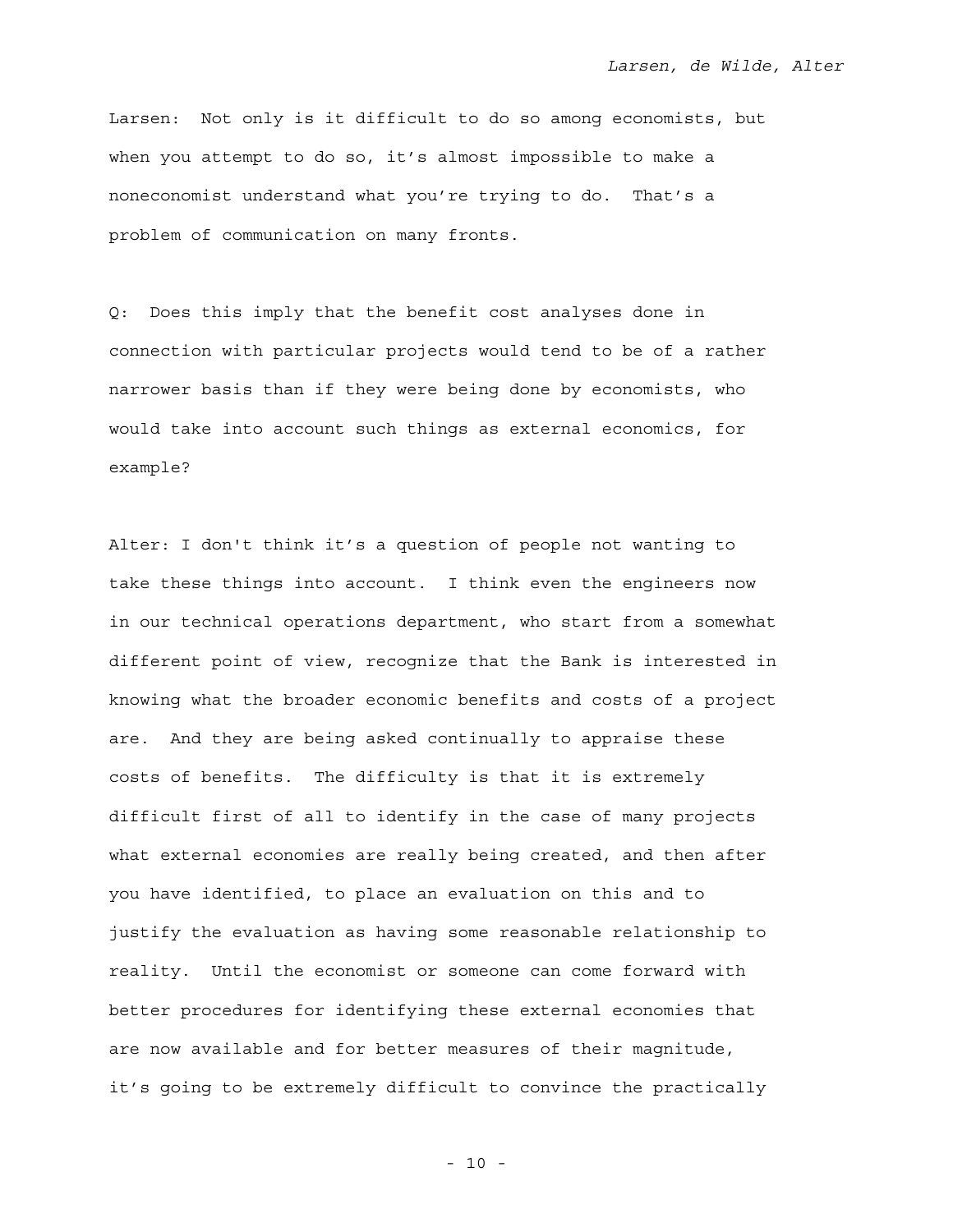Larsen: Not only is it difficult to do so among economists, but when you attempt to do so, it's almost impossible to make a noneconomist understand what you're trying to do. That's a problem of communication on many fronts.

Q: Does this imply that the benefit cost analyses done in connection with particular projects would tend to be of a rather narrower basis than if they were being done by economists, who would take into account such things as external economics, for example?

Alter: I don't think it's a question of people not wanting to take these things into account. I think even the engineers now in our technical operations department, who start from a somewhat different point of view, recognize that the Bank is interested in knowing what the broader economic benefits and costs of a project are. And they are being asked continually to appraise these costs of benefits. The difficulty is that it is extremely difficult first of all to identify in the case of many projects what external economies are really being created, and then after you have identified, to place an evaluation on this and to justify the evaluation as having some reasonable relationship to reality. Until the economist or someone can come forward with better procedures for identifying these external economies that are now available and for better measures of their magnitude, it's going to be extremely difficult to convince the practically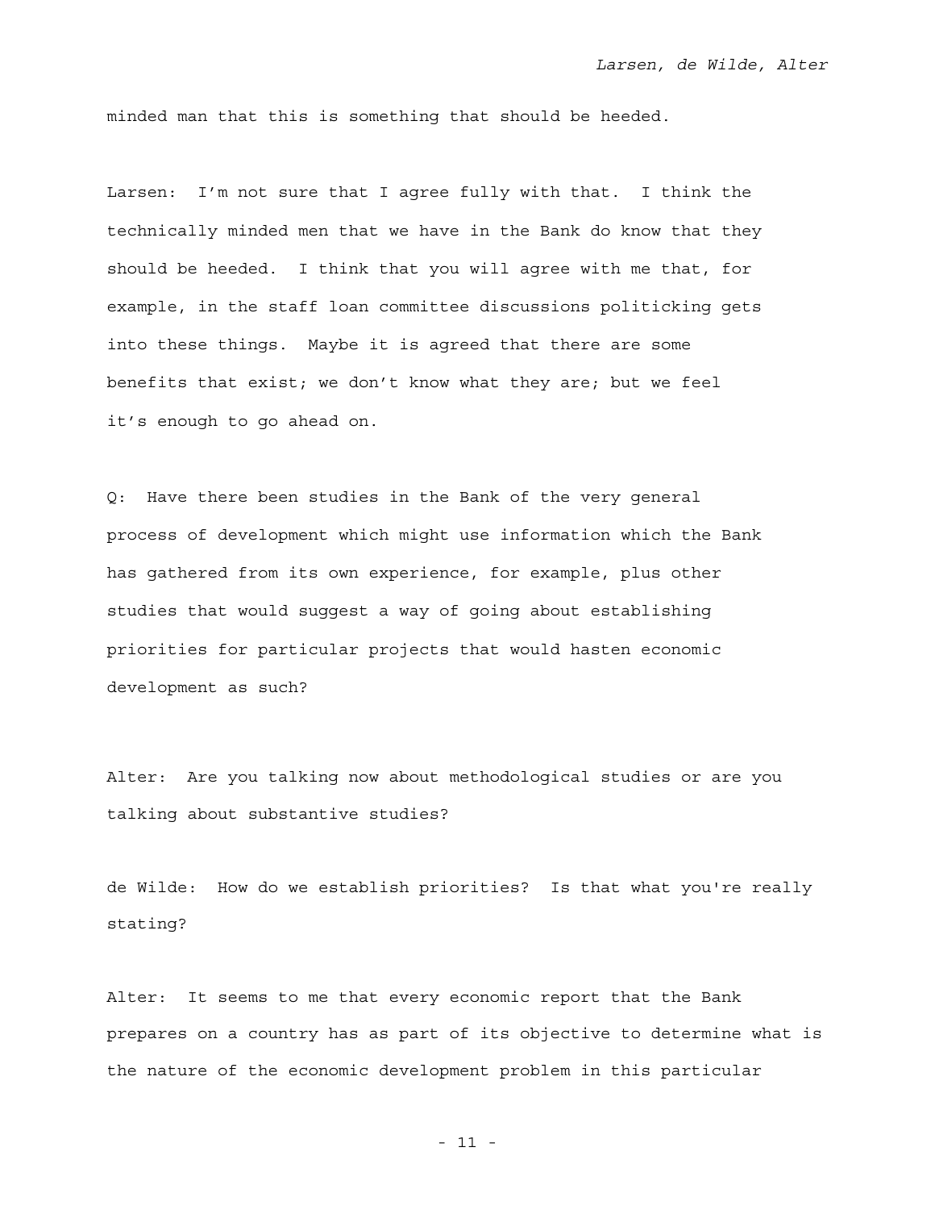minded man that this is something that should be heeded.

Larsen: I’m not sure that I agree fully with that. I think the technically minded men that we have in the Bank do know that they should be heeded. I think that you will agree with me that, for example, in the staff loan committee discussions politicking gets into these things. Maybe it is agreed that there are some benefits that exist; we don’t know what they are; but we feel it’s enough to go ahead on.

Q: Have there been studies in the Bank of the very general process of development which might use information which the Bank has gathered from its own experience, for example, plus other studies that would suggest a way of going about establishing priorities for particular projects that would hasten economic development as such?

Alter: Are you talking now about methodological studies or are you talking about substantive studies?

de Wilde: How do we establish priorities? Is that what you're really stating?

Alter: It seems to me that every economic report that the Bank prepares on a country has as part of its objective to determine what is the nature of the economic development problem in this particular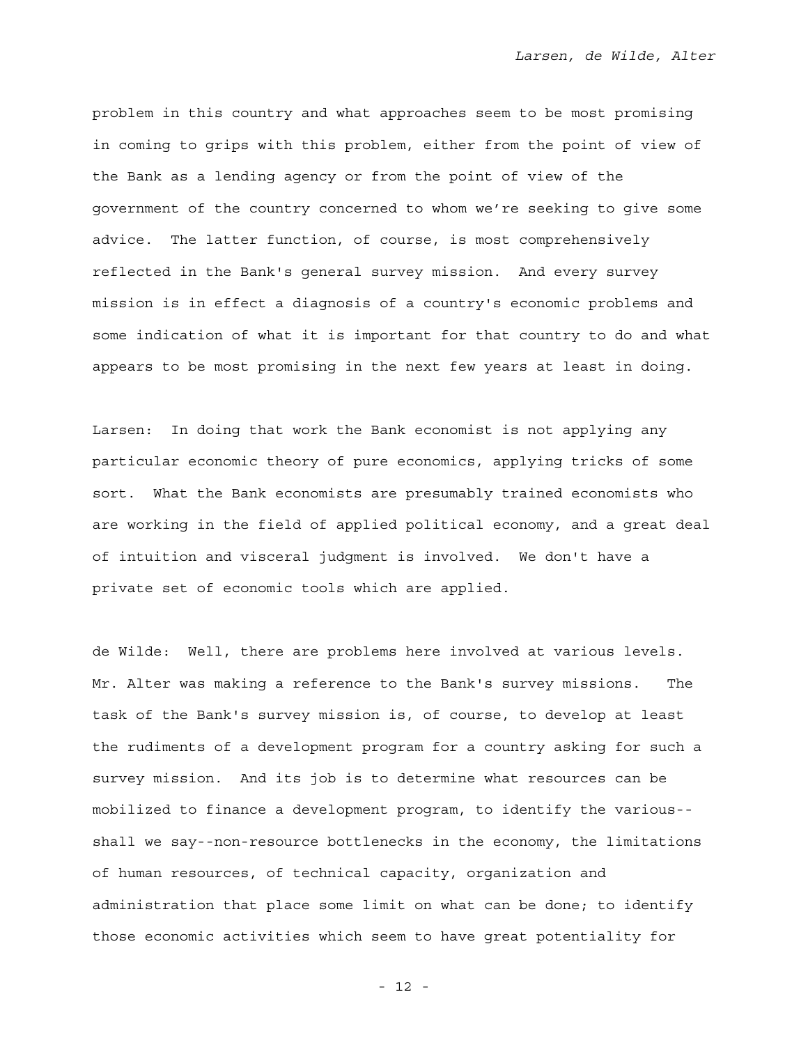problem in this country and what approaches seem to be most promising in coming to grips with this problem, either from the point of view of the Bank as a lending agency or from the point of view of the government of the country concerned to whom we're seeking to give some advice. The latter function, of course, is most comprehensively reflected in the Bank's general survey mission. And every survey mission is in effect a diagnosis of a country's economic problems and some indication of what it is important for that country to do and what appears to be most promising in the next few years at least in doing.

Larsen: In doing that work the Bank economist is not applying any particular economic theory of pure economics, applying tricks of some sort. What the Bank economists are presumably trained economists who are working in the field of applied political economy, and a great deal of intuition and visceral judgment is involved. We don't have a private set of economic tools which are applied.

de Wilde: Well, there are problems here involved at various levels. Mr. Alter was making a reference to the Bank's survey missions. The task of the Bank's survey mission is, of course, to develop at least the rudiments of a development program for a country asking for such a survey mission. And its job is to determine what resources can be mobilized to finance a development program, to identify the various--shall we say--non-resource bottlenecks in the economy, the limitations of human resources, of technical capacity, organization and administration that place some limit on what can be done; to identify those economic activities which seem to have great potentiality for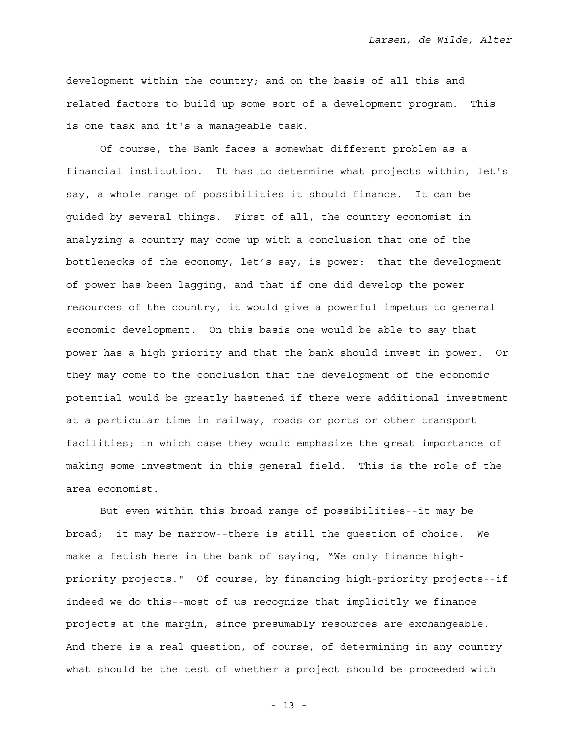development within the country; and on the basis of all this and related factors to build up some sort of a development program. This is one task and it's a manageable task.

Of course, the Bank faces a somewhat different problem as a financial institution. It has to determine what projects within, let's say, a whole range of possibilities it should finance. It can be guided by several things. First of all, the country economist in analyzing a country may come up with a conclusion that one of the bottlenecks of the economy, let's say, is power: that the development of power has been lagging, and that if one did develop the power resources of the country, it would give a powerful impetus to general economic development. On this basis one would be able to say that power has a high priority and that the bank should invest in power. Or they may come to the conclusion that the development of the economic potential would be greatly hastened if there were additional investment at a particular time in railway, roads or ports or other transport facilities; in which case they would emphasize the great importance of making some investment in this general field. This is the role of the area economist.

But even within this broad range of possibilities--it may be broad; it may be narrow--there is still the question of choice. We make a fetish here in the bank of saying, "We only finance high-priority projects." Of course, by financing high-priority projects--if indeed we do this--most of us recognize that implicitly we finance projects at the margin, since presumably resources are exchangeable. And there is a real question, of course, of determining in any country what should be the test of whether a project should be proceeded with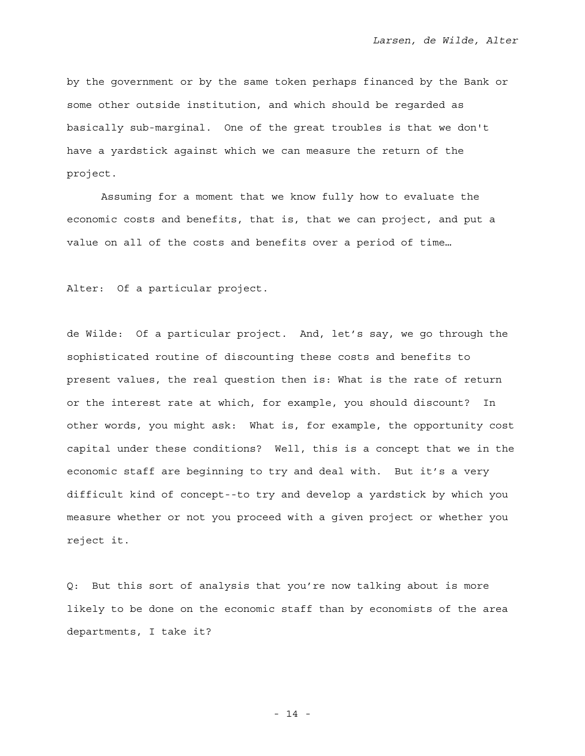by the government or by the same token perhaps financed by the Bank or some other outside institution, and which should be regarded as basically sub-marginal. One of the great troubles is that we don't have a yardstick against which we can measure the return of the project.

Assuming for a moment that we know fully how to evaluate the economic costs and benefits, that is, that we can project, and put a value on all of the costs and benefits over a period of time…

Alter: Of a particular project.

de Wilde: Of a particular project. And, let's say, we go through the sophisticated routine of discounting these costs and benefits to present values, the real question then is: What is the rate of return or the interest rate at which, for example, you should discount? In other words, you might ask: What is, for example, the opportunity cost capital under these conditions? Well, this is a concept that we in the economic staff are beginning to try and deal with. But it's a very difficult kind of concept--to try and develop a yardstick by which you measure whether or not you proceed with a given project or whether you reject it.

Q: But this sort of analysis that you're now talking about is more likely to be done on the economic staff than by economists of the area departments, I take it?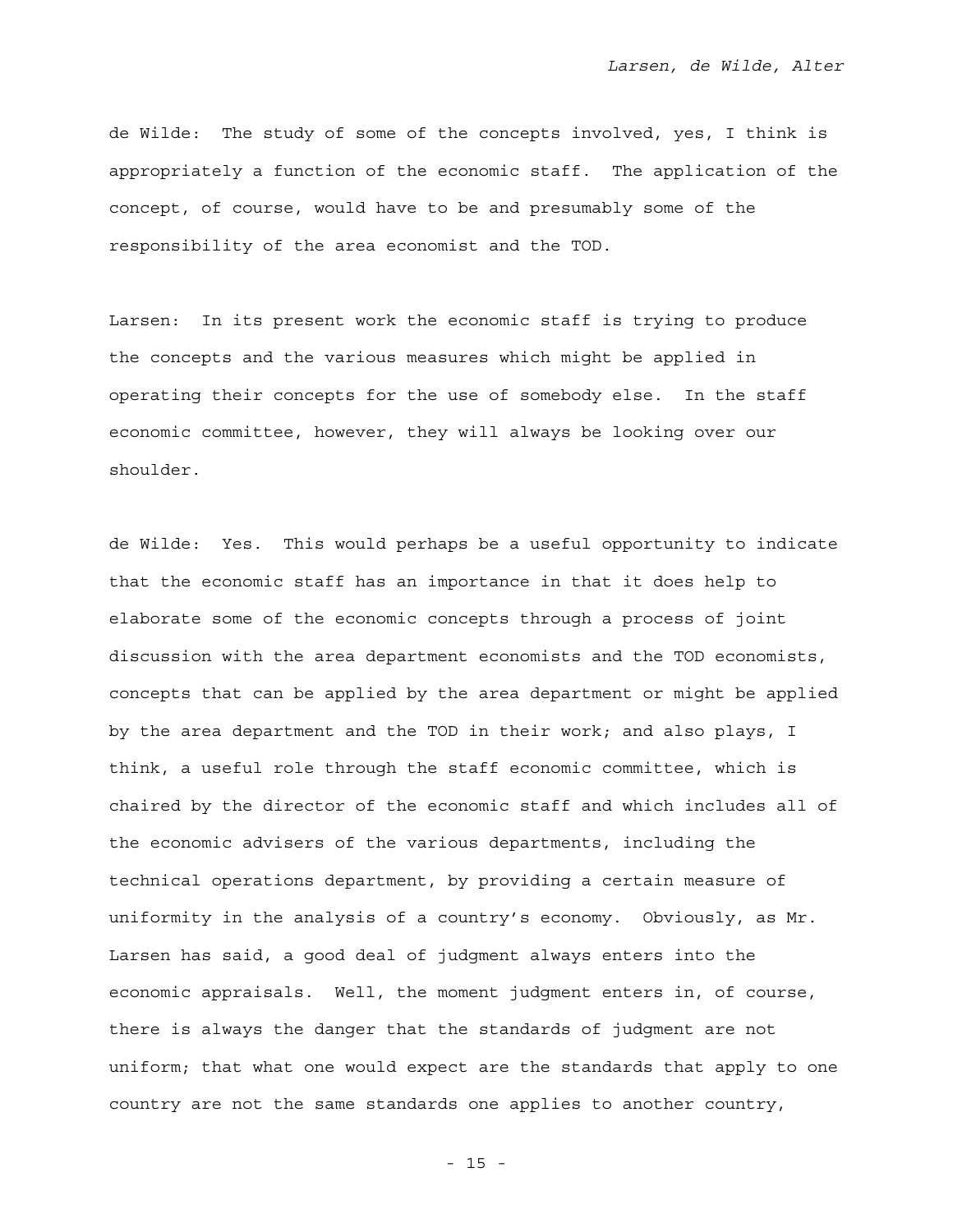de Wilde: The study of some of the concepts involved, yes, I think is appropriately a function of the economic staff. The application of the concept, of course, would have to be and presumably some of the responsibility of the area economist and the TOD.

Larsen: In its present work the economic staff is trying to produce the concepts and the various measures which might be applied in operating their concepts for the use of somebody else. In the staff economic committee, however, they will always be looking over our shoulder.

de Wilde: Yes. This would perhaps be a useful opportunity to indicate that the economic staff has an importance in that it does help to elaborate some of the economic concepts through a process of joint discussion with the area department economists and the TOD economists, concepts that can be applied by the area department or might be applied by the area department and the TOD in their work; and also plays, I think, a useful role through the staff economic committee, which is chaired by the director of the economic staff and which includes all of the economic advisers of the various departments, including the technical operations department, by providing a certain measure of uniformity in the analysis of a country's economy. Obviously, as Mr. Larsen has said, a good deal of judgment always enters into the economic appraisals. Well, the moment judgment enters in, of course, there is always the danger that the standards of judgment are not uniform; that what one would expect are the standards that apply to one country are not the same standards one applies to another country,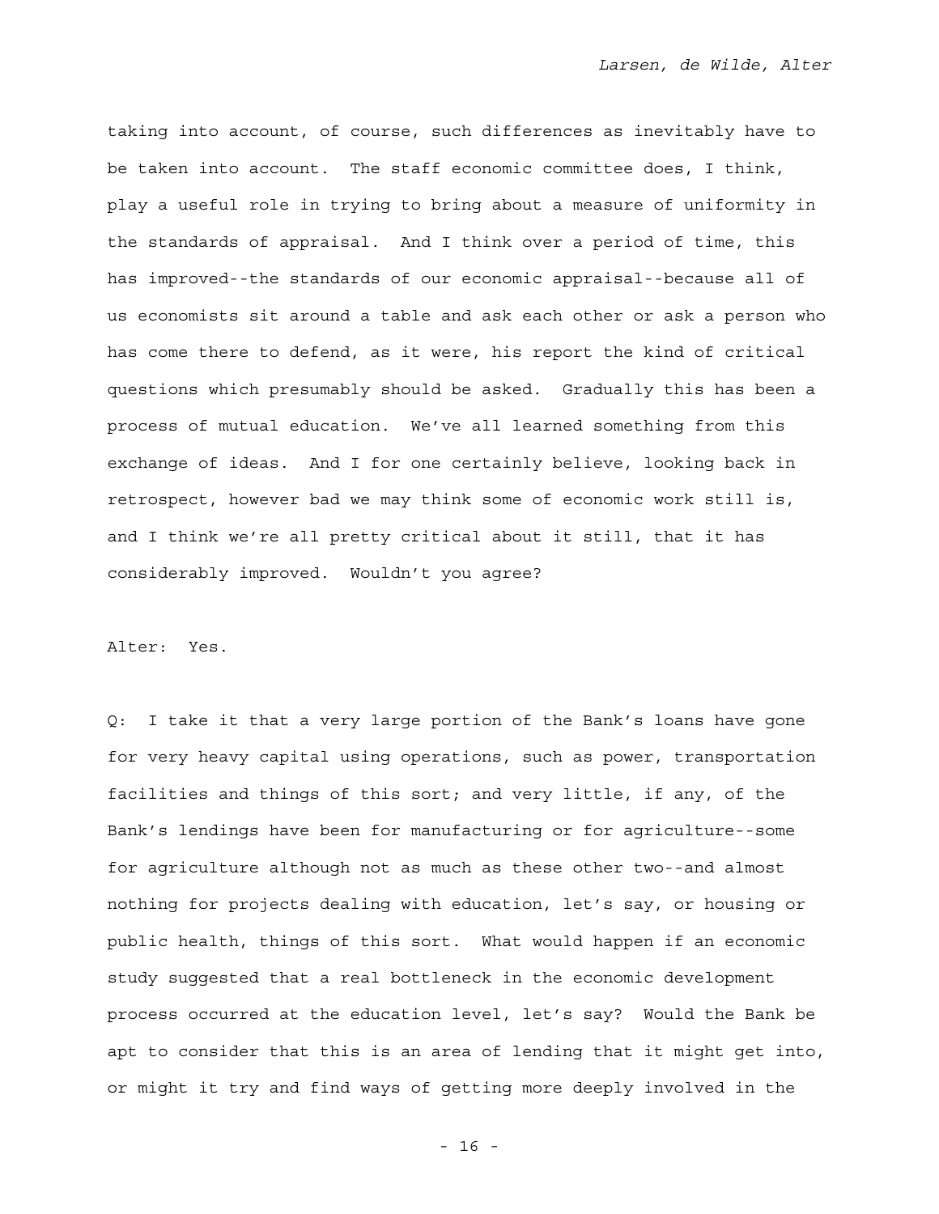taking into account, of course, such differences as inevitably have to be taken into account. The staff economic committee does, I think, play a useful role in trying to bring about a measure of uniformity in the standards of appraisal. And I think over a period of time, this has improved--the standards of our economic appraisal--because all of us economists sit around a table and ask each other or ask a person who has come there to defend, as it were, his report the kind of critical questions which presumably should be asked. Gradually this has been a process of mutual education. We've all learned something from this exchange of ideas. And I for one certainly believe, looking back in retrospect, however bad we may think some of economic work still is, and I think we're all pretty critical about it still, that it has considerably improved. Wouldn't you agree?

Alter: Yes.

Q: I take it that a very large portion of the Bank's loans have gone for very heavy capital using operations, such as power, transportation facilities and things of this sort; and very little, if any, of the Bank's lendings have been for manufacturing or for agriculture--some for agriculture although not as much as these other two--and almost nothing for projects dealing with education, let's say, or housing or public health, things of this sort. What would happen if an economic study suggested that a real bottleneck in the economic development process occurred at the education level, let's say? Would the Bank be apt to consider that this is an area of lending that it might get into, or might it try and find ways of getting more deeply involved in the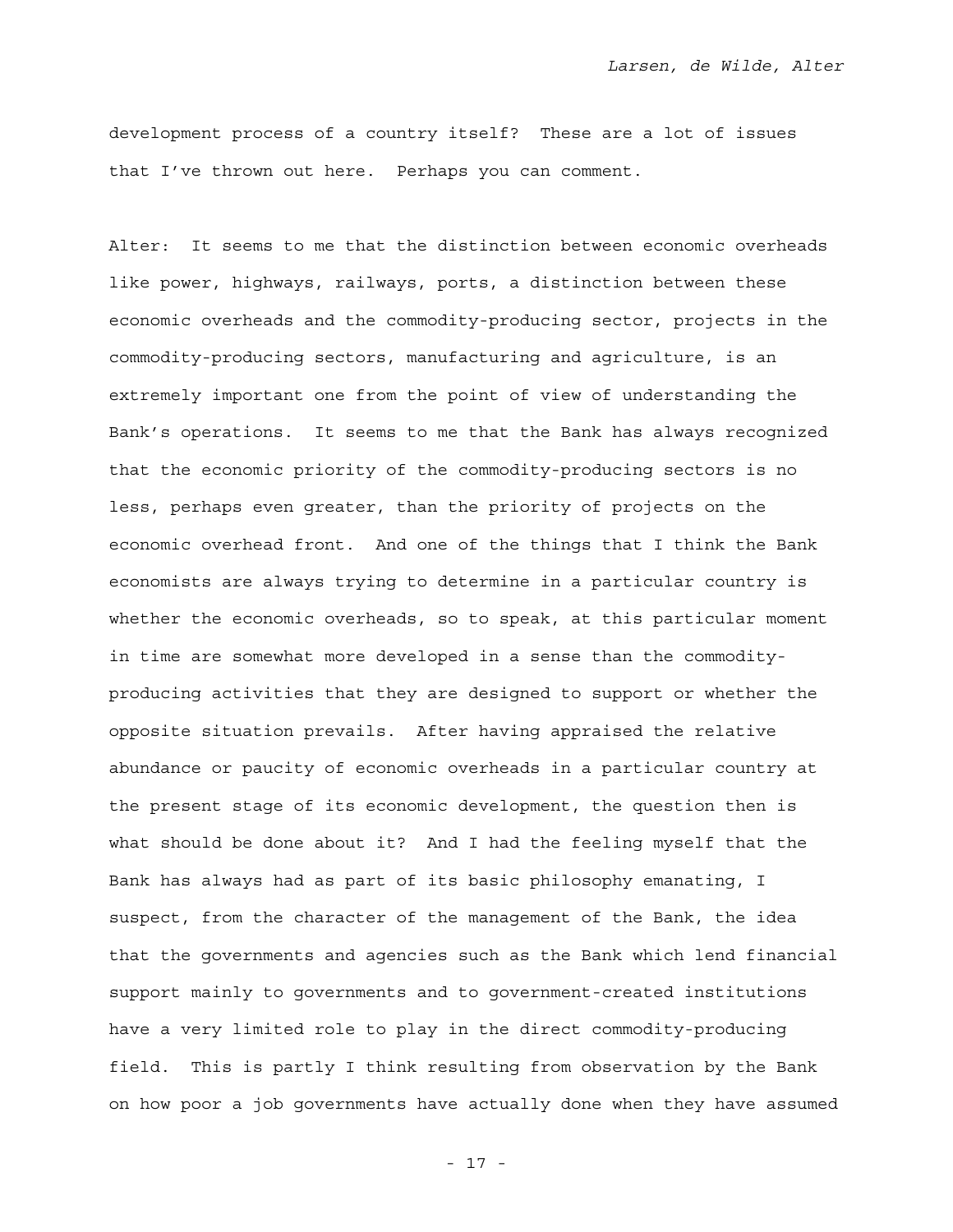development process of a country itself? These are a lot of issues that I've thrown out here. Perhaps you can comment.

Alter: It seems to me that the distinction between economic overheads like power, highways, railways, ports, a distinction between these economic overheads and the commodity-producing sector, projects in the commodity-producing sectors, manufacturing and agriculture, is an extremely important one from the point of view of understanding the Bank's operations. It seems to me that the Bank has always recognized that the economic priority of the commodity-producing sectors is no less, perhaps even greater, than the priority of projects on the economic overhead front. And one of the things that I think the Bank economists are always trying to determine in a particular country is whether the economic overheads, so to speak, at this particular moment in time are somewhat more developed in a sense than the commodity-producing activities that they are designed to support or whether the opposite situation prevails. After having appraised the relative abundance or paucity of economic overheads in a particular country at the present stage of its economic development, the question then is what should be done about it? And I had the feeling myself that the Bank has always had as part of its basic philosophy emanating, I suspect, from the character of the management of the Bank, the idea that the governments and agencies such as the Bank which lend financial support mainly to governments and to government-created institutions have a very limited role to play in the direct commodity-producing field. This is partly I think resulting from observation by the Bank on how poor a job governments have actually done when they have assumed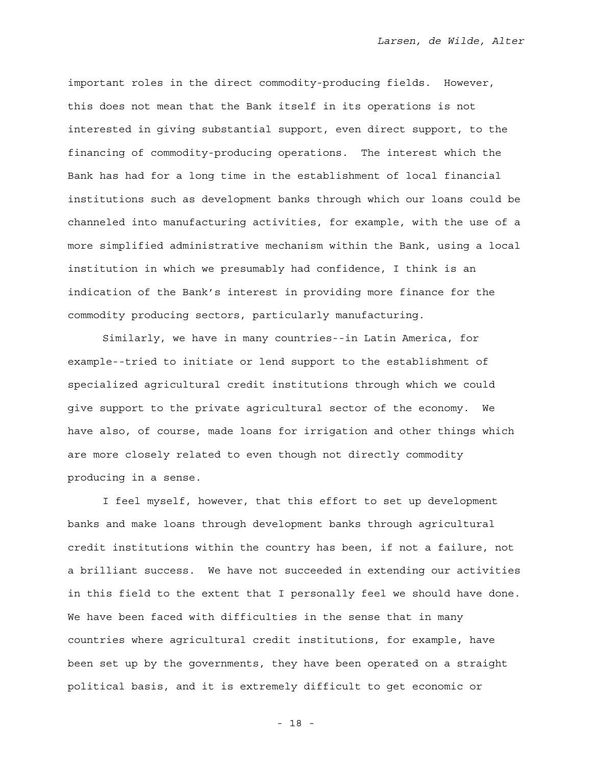important roles in the direct commodity-producing fields. However, this does not mean that the Bank itself in its operations is not interested in giving substantial support, even direct support, to the financing of commodity-producing operations. The interest which the Bank has had for a long time in the establishment of local financial institutions such as development banks through which our loans could be channeled into manufacturing activities, for example, with the use of a more simplified administrative mechanism within the Bank, using a local institution in which we presumably had confidence, I think is an indication of the Bank's interest in providing more finance for the commodity producing sectors, particularly manufacturing.

Similarly, we have in many countries--in Latin America, for example--tried to initiate or lend support to the establishment of specialized agricultural credit institutions through which we could give support to the private agricultural sector of the economy. We have also, of course, made loans for irrigation and other things which are more closely related to even though not directly commodity producing in a sense.

I feel myself, however, that this effort to set up development banks and make loans through development banks through agricultural credit institutions within the country has been, if not a failure, not a brilliant success. We have not succeeded in extending our activities in this field to the extent that I personally feel we should have done. We have been faced with difficulties in the sense that in many countries where agricultural credit institutions, for example, have been set up by the governments, they have been operated on a straight political basis, and it is extremely difficult to get economic or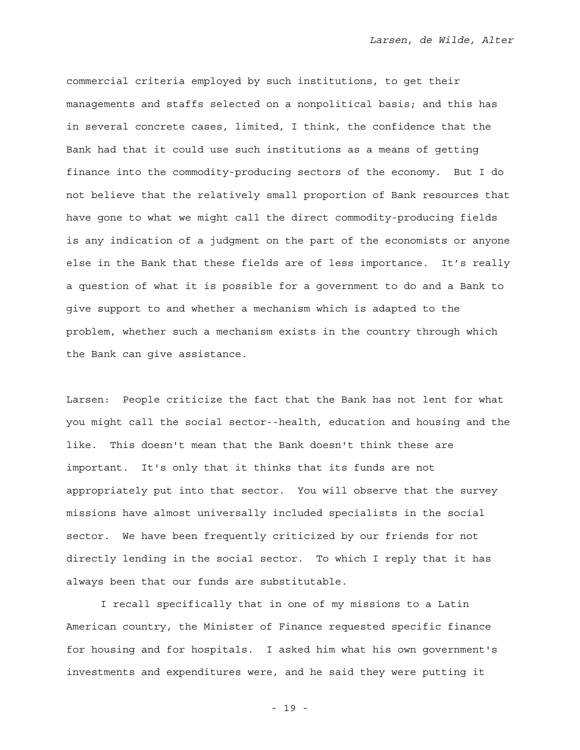commercial criteria employed by such institutions, to get their managements and staffs selected on a nonpolitical basis; and this has in several concrete cases, limited, I think, the confidence that the Bank had that it could use such institutions as a means of getting finance into the commodity-producing sectors of the economy. But I do not believe that the relatively small proportion of Bank resources that have gone to what we might call the direct commodity-producing fields is any indication of a judgment on the part of the economists or anyone else in the Bank that these fields are of less importance. It's really a question of what it is possible for a government to do and a Bank to give support to and whether a mechanism which is adapted to the problem, whether such a mechanism exists in the country through which the Bank can give assistance.

Larsen: People criticize the fact that the Bank has not lent for what you might call the social sector--health, education and housing and the like. This doesn't mean that the Bank doesn't think these are important. It's only that it thinks that its funds are not appropriately put into that sector. You will observe that the survey missions have almost universally included specialists in the social sector. We have been frequently criticized by our friends for not directly lending in the social sector. To which I reply that it has always been that our funds are substitutable.

I recall specifically that in one of my missions to a Latin American country, the Minister of Finance requested specific finance for housing and for hospitals. I asked him what his own government's investments and expenditures were, and he said they were putting it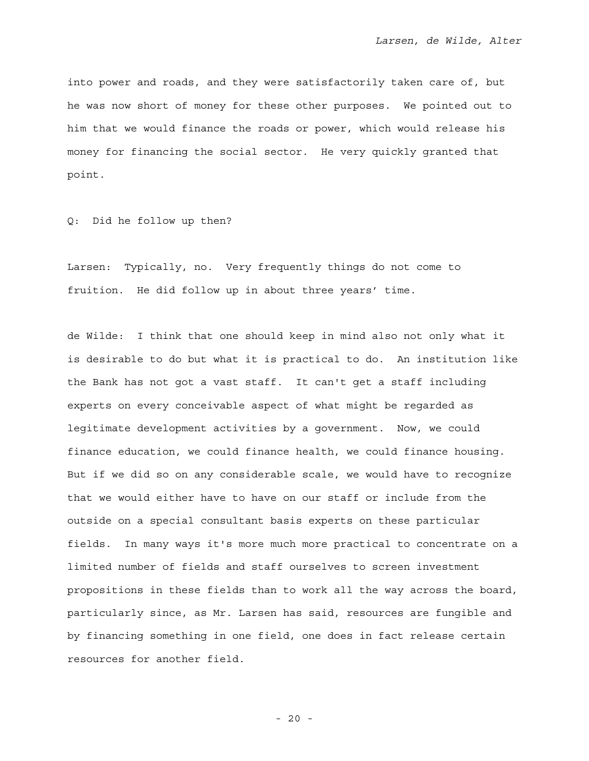into power and roads, and they were satisfactorily taken care of, but he was now short of money for these other purposes. We pointed out to him that we would finance the roads or power, which would release his money for financing the social sector. He very quickly granted that point.

Q: Did he follow up then?

Larsen: Typically, no. Very frequently things do not come to fruition. He did follow up in about three years' time.

de Wilde: I think that one should keep in mind also not only what it is desirable to do but what it is practical to do. An institution like the Bank has not got a vast staff. It can't get a staff including experts on every conceivable aspect of what might be regarded as legitimate development activities by a government. Now, we could finance education, we could finance health, we could finance housing. But if we did so on any considerable scale, we would have to recognize that we would either have to have on our staff or include from the outside on a special consultant basis experts on these particular fields. In many ways it's more much more practical to concentrate on a limited number of fields and staff ourselves to screen investment propositions in these fields than to work all the way across the board, particularly since, as Mr. Larsen has said, resources are fungible and by financing something in one field, one does in fact release certain resources for another field.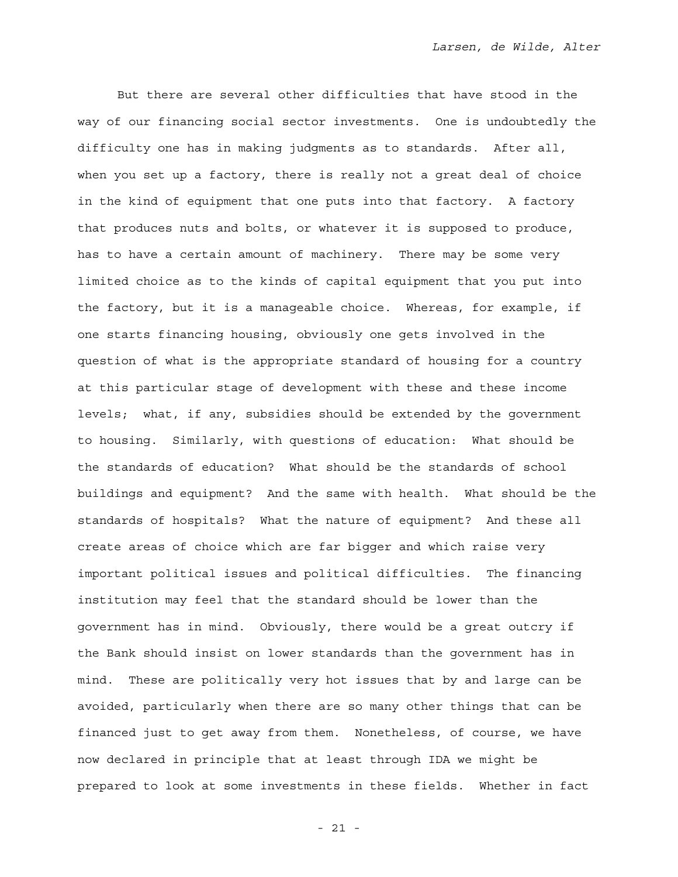But there are several other difficulties that have stood in the way of our financing social sector investments. One is undoubtedly the difficulty one has in making judgments as to standards. After all, when you set up a factory, there is really not a great deal of choice in the kind of equipment that one puts into that factory. A factory that produces nuts and bolts, or whatever it is supposed to produce, has to have a certain amount of machinery. There may be some very limited choice as to the kinds of capital equipment that you put into the factory, but it is a manageable choice. Whereas, for example, if one starts financing housing, obviously one gets involved in the question of what is the appropriate standard of housing for a country at this particular stage of development with these and these income levels; what, if any, subsidies should be extended by the government to housing. Similarly, with questions of education: What should be the standards of education? What should be the standards of school buildings and equipment? And the same with health. What should be the standards of hospitals? What the nature of equipment? And these all create areas of choice which are far bigger and which raise very important political issues and political difficulties. The financing institution may feel that the standard should be lower than the government has in mind. Obviously, there would be a great outcry if the Bank should insist on lower standards than the government has in mind. These are politically very hot issues that by and large can be avoided, particularly when there are so many other things that can be financed just to get away from them. Nonetheless, of course, we have now declared in principle that at least through IDA we might be prepared to look at some investments in these fields. Whether in fact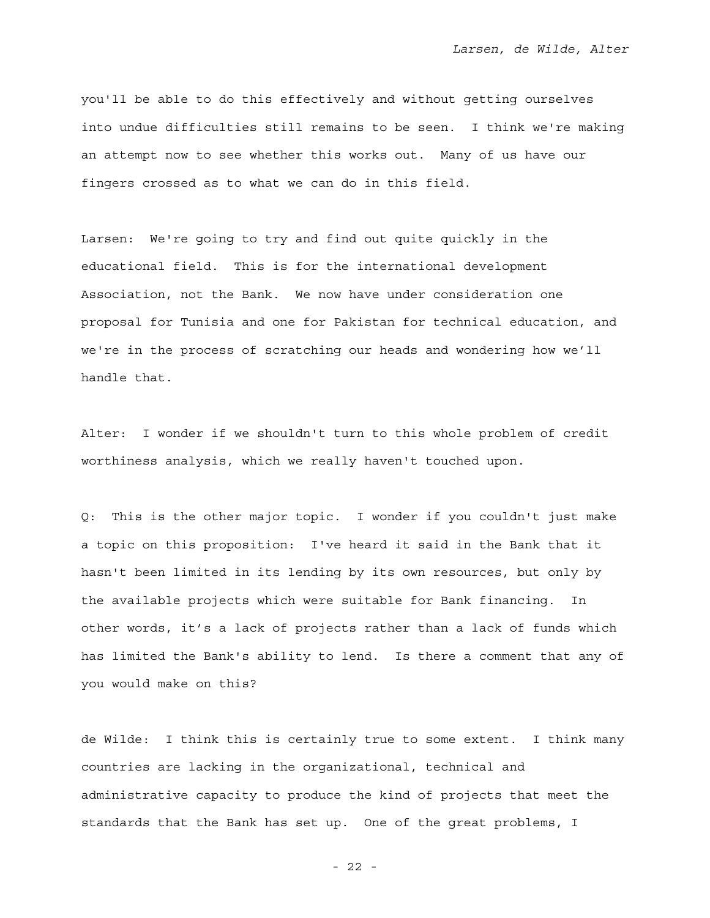you'll be able to do this effectively and without getting ourselves into undue difficulties still remains to be seen. I think we're making an attempt now to see whether this works out. Many of us have our fingers crossed as to what we can do in this field.

Larsen: We're going to try and find out quite quickly in the educational field. This is for the international development Association, not the Bank. We now have under consideration one proposal for Tunisia and one for Pakistan for technical education, and we're in the process of scratching our heads and wondering how we'll handle that.

Alter: I wonder if we shouldn't turn to this whole problem of credit worthiness analysis, which we really haven't touched upon.

Q: This is the other major topic. I wonder if you couldn't just make a topic on this proposition: I've heard it said in the Bank that it hasn't been limited in its lending by its own resources, but only by the available projects which were suitable for Bank financing. In other words, it's a lack of projects rather than a lack of funds which has limited the Bank's ability to lend. Is there a comment that any of you would make on this?

de Wilde: I think this is certainly true to some extent. I think many countries are lacking in the organizational, technical and administrative capacity to produce the kind of projects that meet the standards that the Bank has set up. One of the great problems, I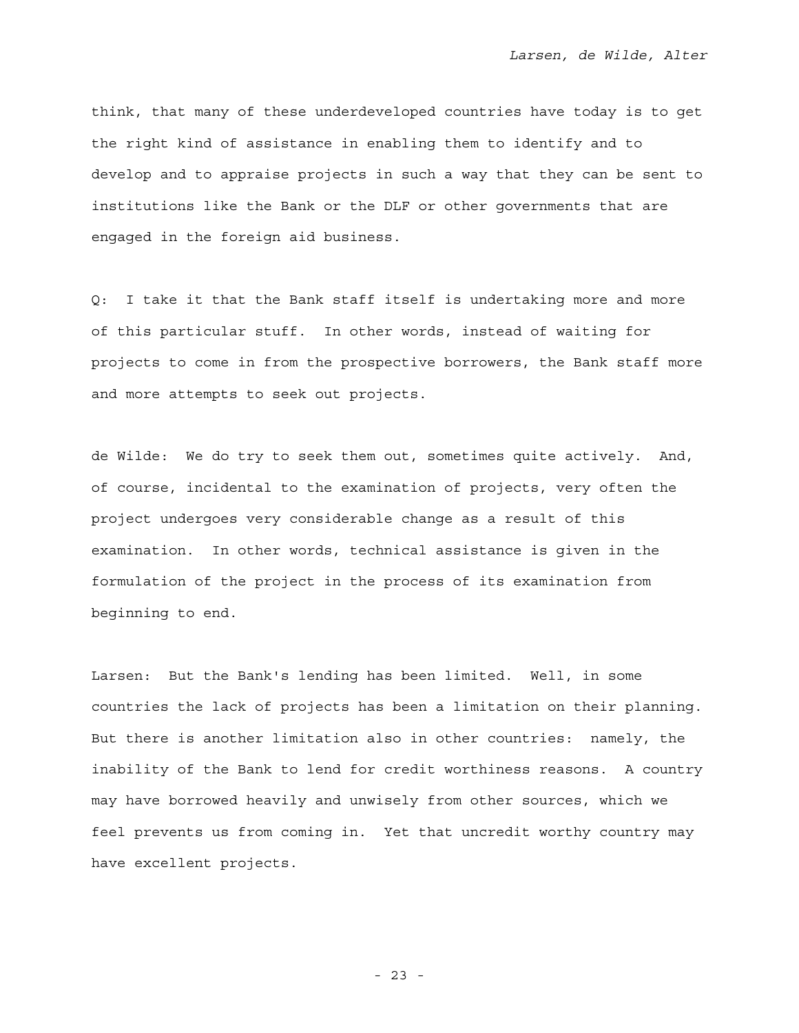think, that many of these underdeveloped countries have today is to get the right kind of assistance in enabling them to identify and to develop and to appraise projects in such a way that they can be sent to institutions like the Bank or the DLF or other governments that are engaged in the foreign aid business.

Q: I take it that the Bank staff itself is undertaking more and more of this particular stuff. In other words, instead of waiting for projects to come in from the prospective borrowers, the Bank staff more and more attempts to seek out projects.

de Wilde: We do try to seek them out, sometimes quite actively. And, of course, incidental to the examination of projects, very often the project undergoes very considerable change as a result of this examination. In other words, technical assistance is given in the formulation of the project in the process of its examination from beginning to end.

Larsen: But the Bank's lending has been limited. Well, in some countries the lack of projects has been a limitation on their planning. But there is another limitation also in other countries: namely, the inability of the Bank to lend for credit worthiness reasons. A country may have borrowed heavily and unwisely from other sources, which we feel prevents us from coming in. Yet that uncredit worthy country may have excellent projects.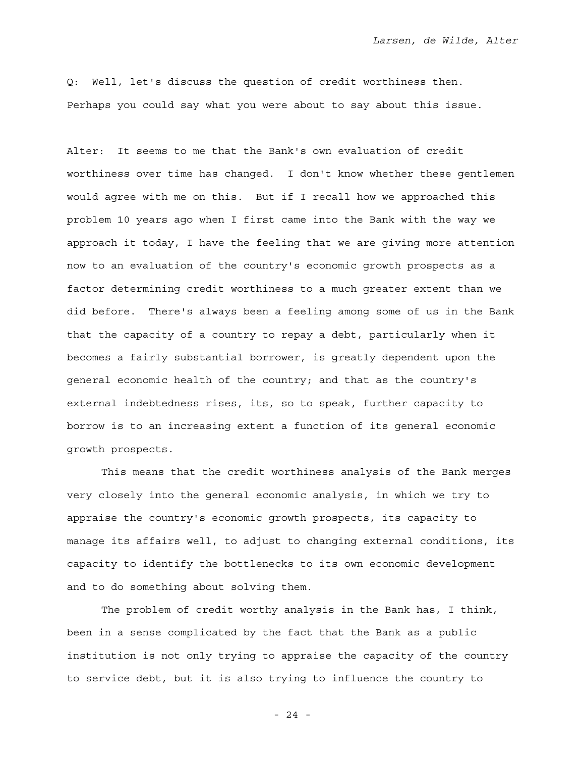Q: Well, let's discuss the question of credit worthiness then. Perhaps you could say what you were about to say about this issue.

Alter: It seems to me that the Bank's own evaluation of credit worthiness over time has changed. I don't know whether these gentlemen would agree with me on this. But if I recall how we approached this problem 10 years ago when I first came into the Bank with the way we approach it today, I have the feeling that we are giving more attention now to an evaluation of the country's economic growth prospects as a factor determining credit worthiness to a much greater extent than we did before. There's always been a feeling among some of us in the Bank that the capacity of a country to repay a debt, particularly when it becomes a fairly substantial borrower, is greatly dependent upon the general economic health of the country; and that as the country's external indebtedness rises, its, so to speak, further capacity to borrow is to an increasing extent a function of its general economic growth prospects.

This means that the credit worthiness analysis of the Bank merges very closely into the general economic analysis, in which we try to appraise the country's economic growth prospects, its capacity to manage its affairs well, to adjust to changing external conditions, its capacity to identify the bottlenecks to its own economic development and to do something about solving them.

The problem of credit worthy analysis in the Bank has, I think, been in a sense complicated by the fact that the Bank as a public institution is not only trying to appraise the capacity of the country to service debt, but it is also trying to influence the country to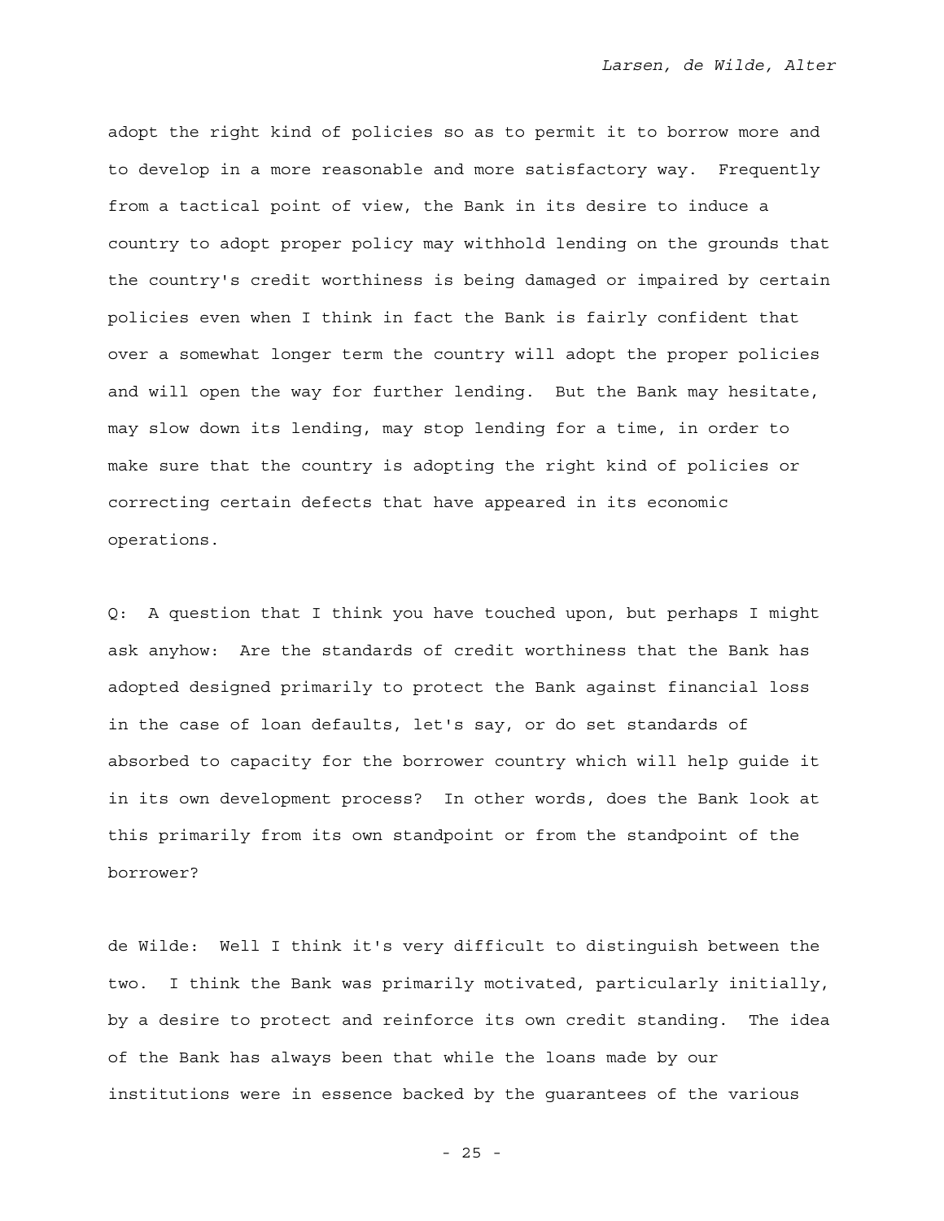adopt the right kind of policies so as to permit it to borrow more and to develop in a more reasonable and more satisfactory way. Frequently from a tactical point of view, the Bank in its desire to induce a country to adopt proper policy may withhold lending on the grounds that the country's credit worthiness is being damaged or impaired by certain policies even when I think in fact the Bank is fairly confident that over a somewhat longer term the country will adopt the proper policies and will open the way for further lending. But the Bank may hesitate, may slow down its lending, may stop lending for a time, in order to make sure that the country is adopting the right kind of policies or correcting certain defects that have appeared in its economic operations.

Q: A question that I think you have touched upon, but perhaps I might ask anyhow: Are the standards of credit worthiness that the Bank has adopted designed primarily to protect the Bank against financial loss in the case of loan defaults, let's say, or do set standards of absorbed to capacity for the borrower country which will help guide it in its own development process? In other words, does the Bank look at this primarily from its own standpoint or from the standpoint of the borrower?

de Wilde: Well I think it's very difficult to distinguish between the two. I think the Bank was primarily motivated, particularly initially, by a desire to protect and reinforce its own credit standing. The idea of the Bank has always been that while the loans made by our institutions were in essence backed by the guarantees of the various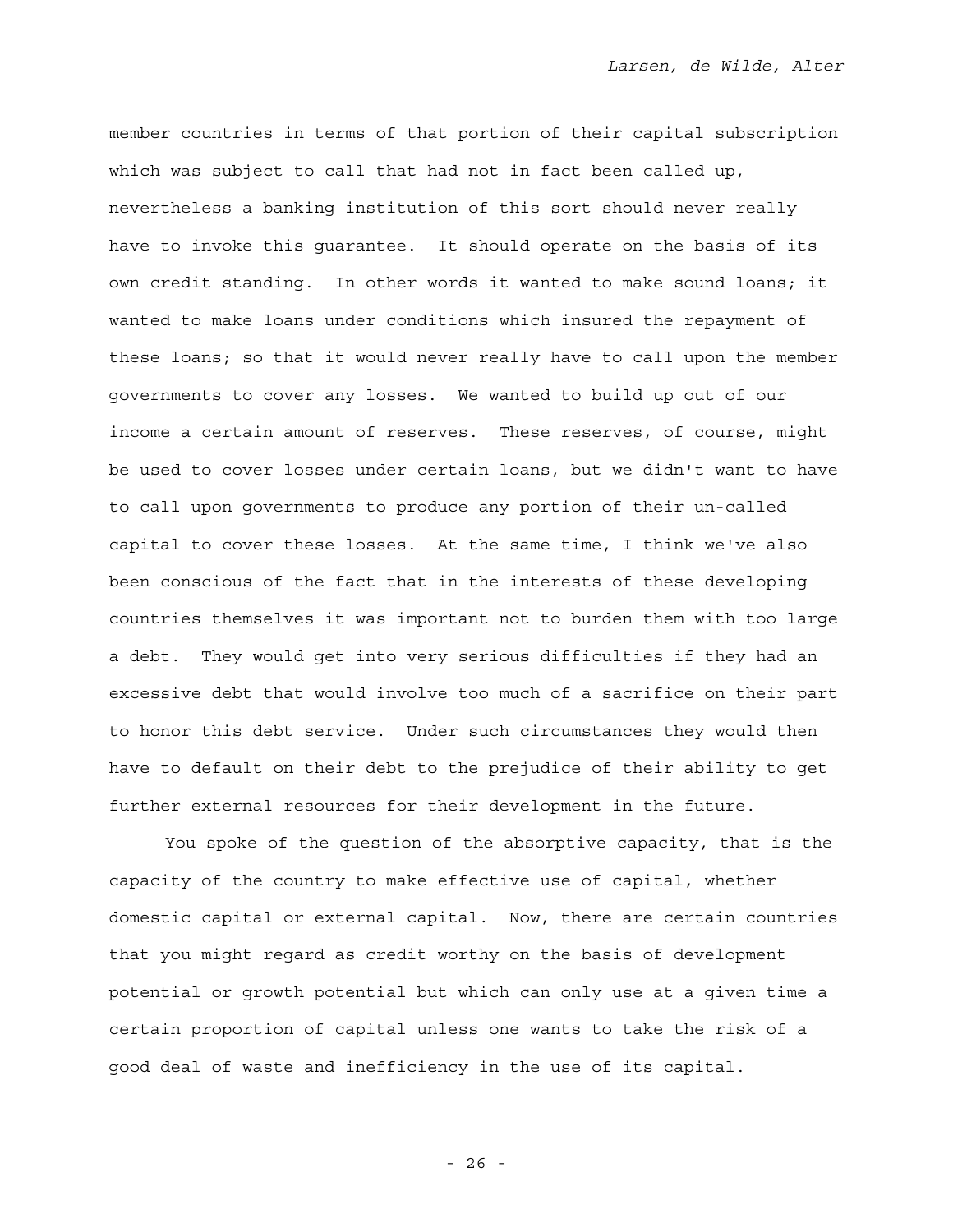member countries in terms of that portion of their capital subscription which was subject to call that had not in fact been called up, nevertheless a banking institution of this sort should never really have to invoke this guarantee. It should operate on the basis of its own credit standing. In other words it wanted to make sound loans; it wanted to make loans under conditions which insured the repayment of these loans; so that it would never really have to call upon the member governments to cover any losses. We wanted to build up out of our income a certain amount of reserves. These reserves, of course, might be used to cover losses under certain loans, but we didn't want to have to call upon governments to produce any portion of their un-called capital to cover these losses. At the same time, I think we've also been conscious of the fact that in the interests of these developing countries themselves it was important not to burden them with too large a debt. They would get into very serious difficulties if they had an excessive debt that would involve too much of a sacrifice on their part to honor this debt service. Under such circumstances they would then have to default on their debt to the prejudice of their ability to get further external resources for their development in the future.

You spoke of the question of the absorptive capacity, that is the capacity of the country to make effective use of capital, whether domestic capital or external capital. Now, there are certain countries that you might regard as credit worthy on the basis of development potential or growth potential but which can only use at a given time a certain proportion of capital unless one wants to take the risk of a good deal of waste and inefficiency in the use of its capital.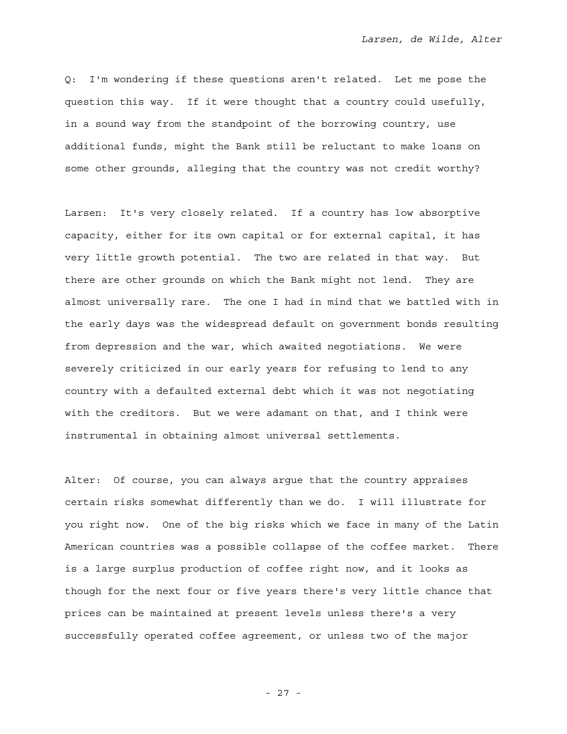Q: I'm wondering if these questions aren't related. Let me pose the question this way. If it were thought that a country could usefully, in a sound way from the standpoint of the borrowing country, use additional funds, might the Bank still be reluctant to make loans on some other grounds, alleging that the country was not credit worthy?

Larsen: It's very closely related. If a country has low absorptive capacity, either for its own capital or for external capital, it has very little growth potential. The two are related in that way. But there are other grounds on which the Bank might not lend. They are almost universally rare. The one I had in mind that we battled with in the early days was the widespread default on government bonds resulting from depression and the war, which awaited negotiations. We were severely criticized in our early years for refusing to lend to any country with a defaulted external debt which it was not negotiating with the creditors. But we were adamant on that, and I think were instrumental in obtaining almost universal settlements.

Alter: Of course, you can always argue that the country appraises certain risks somewhat differently than we do. I will illustrate for you right now. One of the big risks which we face in many of the Latin American countries was a possible collapse of the coffee market. There is a large surplus production of coffee right now, and it looks as though for the next four or five years there's very little chance that prices can be maintained at present levels unless there's a very successfully operated coffee agreement, or unless two of the major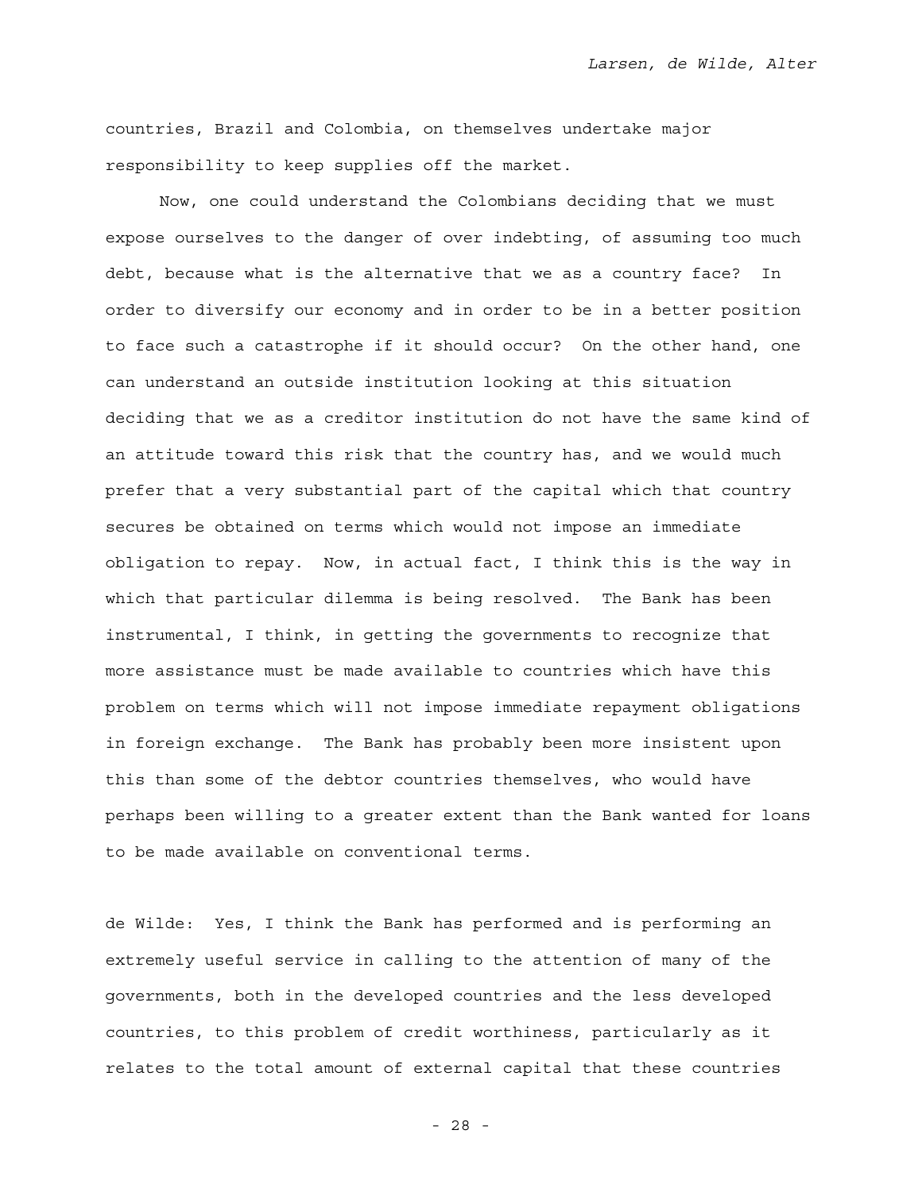countries, Brazil and Colombia, on themselves undertake major responsibility to keep supplies off the market.

Now, one could understand the Colombians deciding that we must expose ourselves to the danger of over indebting, of assuming too much debt, because what is the alternative that we as a country face? In order to diversify our economy and in order to be in a better position to face such a catastrophe if it should occur? On the other hand, one can understand an outside institution looking at this situation deciding that we as a creditor institution do not have the same kind of an attitude toward this risk that the country has, and we would much prefer that a very substantial part of the capital which that country secures be obtained on terms which would not impose an immediate obligation to repay. Now, in actual fact, I think this is the way in which that particular dilemma is being resolved. The Bank has been instrumental, I think, in getting the governments to recognize that more assistance must be made available to countries which have this problem on terms which will not impose immediate repayment obligations in foreign exchange. The Bank has probably been more insistent upon this than some of the debtor countries themselves, who would have perhaps been willing to a greater extent than the Bank wanted for loans to be made available on conventional terms.

de Wilde: Yes, I think the Bank has performed and is performing an extremely useful service in calling to the attention of many of the governments, both in the developed countries and the less developed countries, to this problem of credit worthiness, particularly as it relates to the total amount of external capital that these countries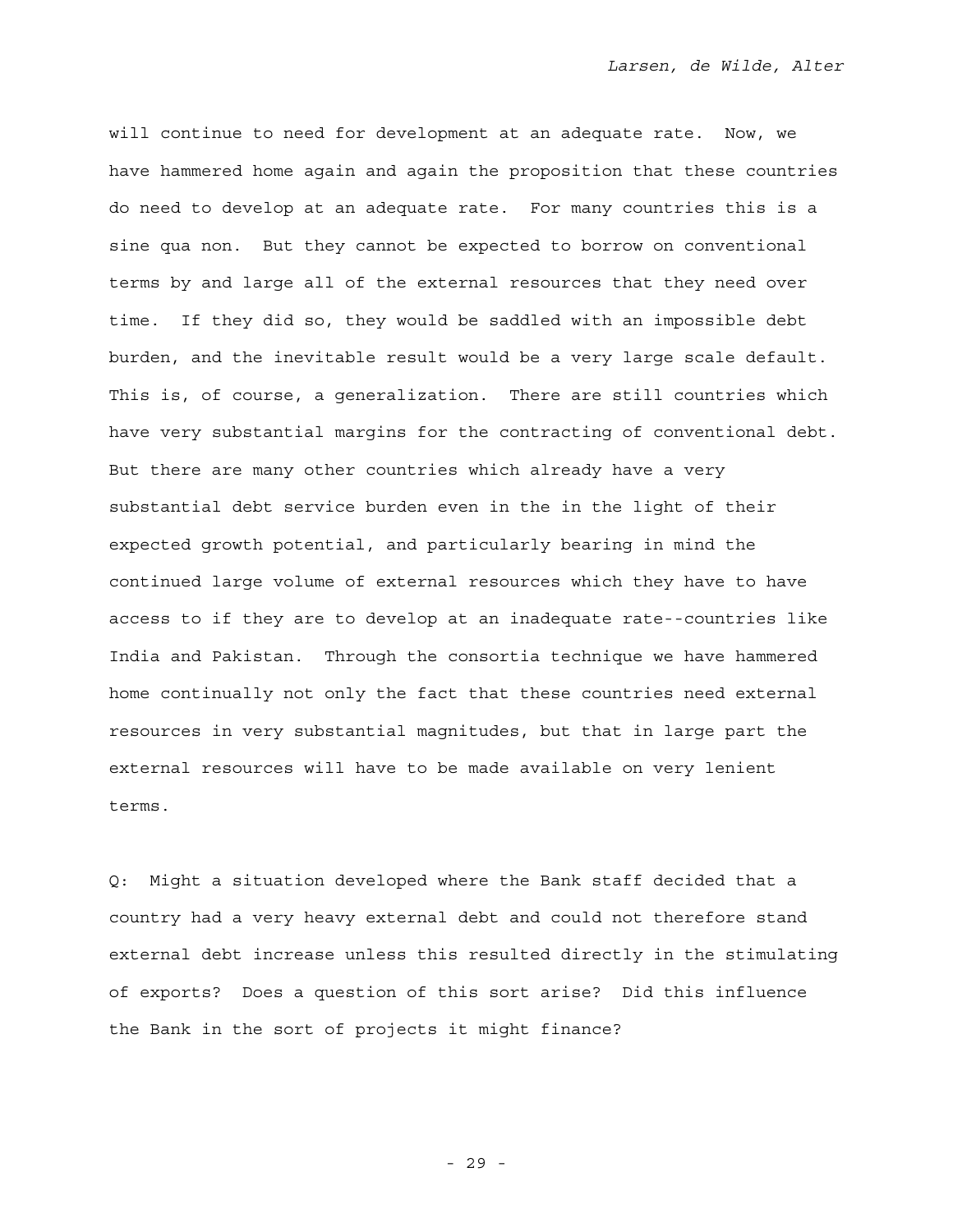will continue to need for development at an adequate rate. Now, we have hammered home again and again the proposition that these countries do need to develop at an adequate rate. For many countries this is a sine qua non. But they cannot be expected to borrow on conventional terms by and large all of the external resources that they need over time. If they did so, they would be saddled with an impossible debt burden, and the inevitable result would be a very large scale default. This is, of course, a generalization. There are still countries which have very substantial margins for the contracting of conventional debt. But there are many other countries which already have a very substantial debt service burden even in the in the light of their expected growth potential, and particularly bearing in mind the continued large volume of external resources which they have to have access to if they are to develop at an inadequate rate--countries like India and Pakistan. Through the consortia technique we have hammered home continually not only the fact that these countries need external resources in very substantial magnitudes, but that in large part the external resources will have to be made available on very lenient terms.

Q: Might a situation developed where the Bank staff decided that a country had a very heavy external debt and could not therefore stand external debt increase unless this resulted directly in the stimulating of exports? Does a question of this sort arise? Did this influence the Bank in the sort of projects it might finance?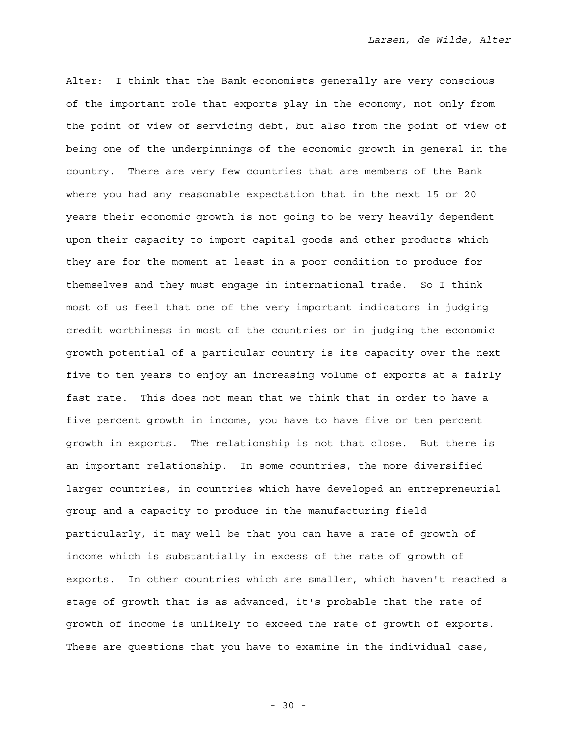Alter: I think that the Bank economists generally are very conscious of the important role that exports play in the economy, not only from the point of view of servicing debt, but also from the point of view of being one of the underpinnings of the economic growth in general in the country. There are very few countries that are members of the Bank where you had any reasonable expectation that in the next 15 or 20 years their economic growth is not going to be very heavily dependent upon their capacity to import capital goods and other products which they are for the moment at least in a poor condition to produce for themselves and they must engage in international trade. So I think most of us feel that one of the very important indicators in judging credit worthiness in most of the countries or in judging the economic growth potential of a particular country is its capacity over the next five to ten years to enjoy an increasing volume of exports at a fairly fast rate. This does not mean that we think that in order to have a five percent growth in income, you have to have five or ten percent growth in exports. The relationship is not that close. But there is an important relationship. In some countries, the more diversified larger countries, in countries which have developed an entrepreneurial group and a capacity to produce in the manufacturing field particularly, it may well be that you can have a rate of growth of income which is substantially in excess of the rate of growth of exports. In other countries which are smaller, which haven't reached a stage of growth that is as advanced, it's probable that the rate of growth of income is unlikely to exceed the rate of growth of exports. These are questions that you have to examine in the individual case,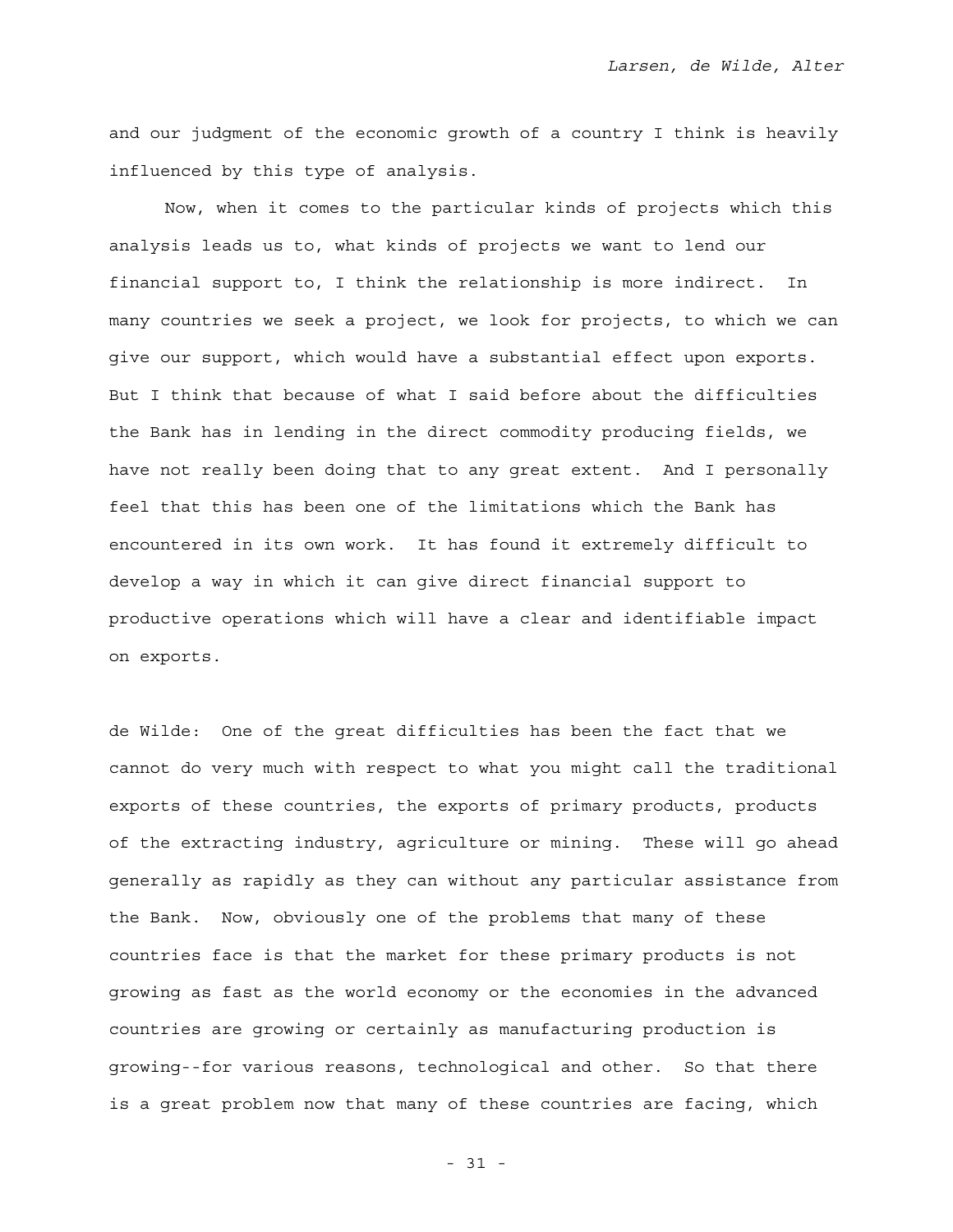and our judgment of the economic growth of a country I think is heavily influenced by this type of analysis.

Now, when it comes to the particular kinds of projects which this analysis leads us to, what kinds of projects we want to lend our financial support to, I think the relationship is more indirect. In many countries we seek a project, we look for projects, to which we can give our support, which would have a substantial effect upon exports. But I think that because of what I said before about the difficulties the Bank has in lending in the direct commodity producing fields, we have not really been doing that to any great extent. And I personally feel that this has been one of the limitations which the Bank has encountered in its own work. It has found it extremely difficult to develop a way in which it can give direct financial support to productive operations which will have a clear and identifiable impact on exports.

de Wilde: One of the great difficulties has been the fact that we cannot do very much with respect to what you might call the traditional exports of these countries, the exports of primary products, products of the extracting industry, agriculture or mining. These will go ahead generally as rapidly as they can without any particular assistance from the Bank. Now, obviously one of the problems that many of these countries face is that the market for these primary products is not growing as fast as the world economy or the economies in the advanced countries are growing or certainly as manufacturing production is growing--for various reasons, technological and other. So that there is a great problem now that many of these countries are facing, which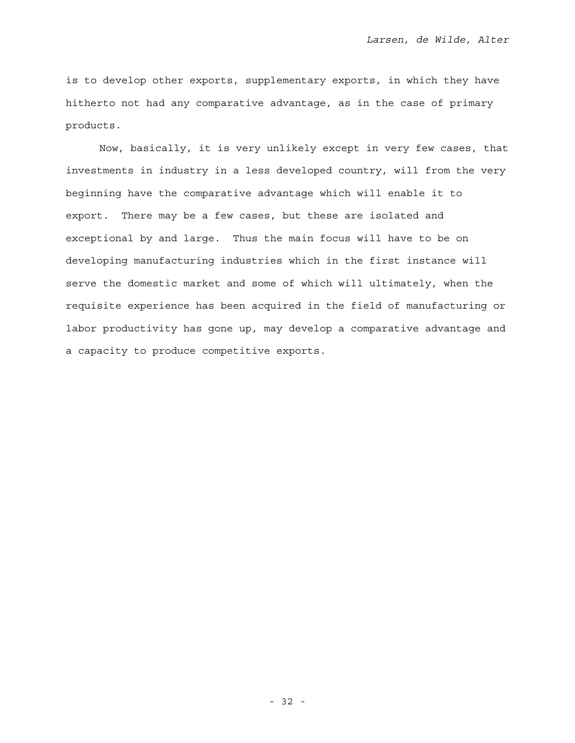is to develop other exports, supplementary exports, in which they have hitherto not had any comparative advantage, as in the case of primary products.

Now, basically, it is very unlikely except in very few cases, that investments in industry in a less developed country, will from the very beginning have the comparative advantage which will enable it to export. There may be a few cases, but these are isolated and exceptional by and large. Thus the main focus will have to be on developing manufacturing industries which in the first instance will serve the domestic market and some of which will ultimately, when the requisite experience has been acquired in the field of manufacturing or labor productivity has gone up, may develop a comparative advantage and a capacity to produce competitive exports.